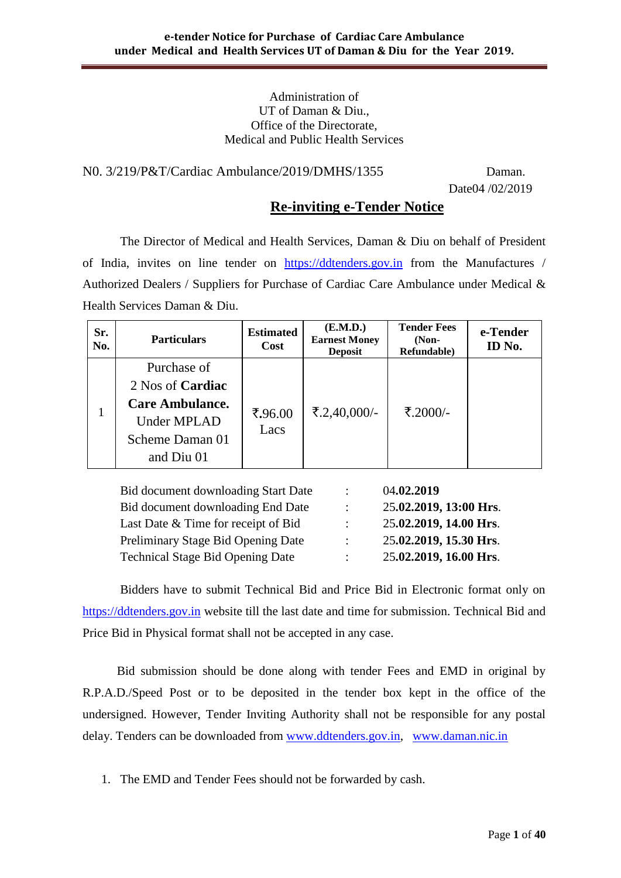**e-tender Notice for Purchase of Cardiac Care Ambulance under Medical and Health Services UT of Daman & Diu for the Year 2019.**

Administration of
UT of Daman & Diu.,
Office of the Directorate,
Medical and Public Health Services

N0. 3/219/P&T/Cardiac Ambulance/2019/DMHS/1355 Daman.

Date04 /02/2019

## Re-inviting e-Tender Notice

The Director of Medical and Health Services, Daman & Diu on behalf of President of India, invites on line tender on https://ddtenders.gov.in from the Manufactures / Authorized Dealers / Suppliers for Purchase of Cardiac Care Ambulance under Medical & Health Services Daman & Diu.

| Sr. No. | Particulars | Estimated Cost | (E.M.D.) Earnest Money Deposit | Tender Fees (Non-Refundable) | e-Tender ID No. |
|---|---|---|---|---|---|
| 1 | Purchase of 2 Nos of **Cardiac Care Ambulance.** Under MPLAD Scheme Daman 01 and Diu 01 | ₹.96.00 Lacs | ₹.2,40,000/- | ₹.2000/- | |

| | | |
|---|---|---|
| Bid document downloading Start Date | : | 04**.02.2019** |
| Bid document downloading End Date | : | 25**.02.2019, 13:00 Hrs**. |
| Last Date & Time for receipt of Bid | : | 25**.02.2019, 14.00 Hrs**. |
| Preliminary Stage Bid Opening Date | : | 25**.02.2019, 15.30 Hrs**. |
| Technical Stage Bid Opening Date | : | 25**.02.2019, 16.00 Hrs**. |

Bidders have to submit Technical Bid and Price Bid in Electronic format only on https://ddtenders.gov.in website till the last date and time for submission. Technical Bid and Price Bid in Physical format shall not be accepted in any case.

Bid submission should be done along with tender Fees and EMD in original by R.P.A.D./Speed Post or to be deposited in the tender box kept in the office of the undersigned. However, Tender Inviting Authority shall not be responsible for any postal delay. Tenders can be downloaded from www.ddtenders.gov.in, www.daman.nic.in

1. The EMD and Tender Fees should not be forwarded by cash.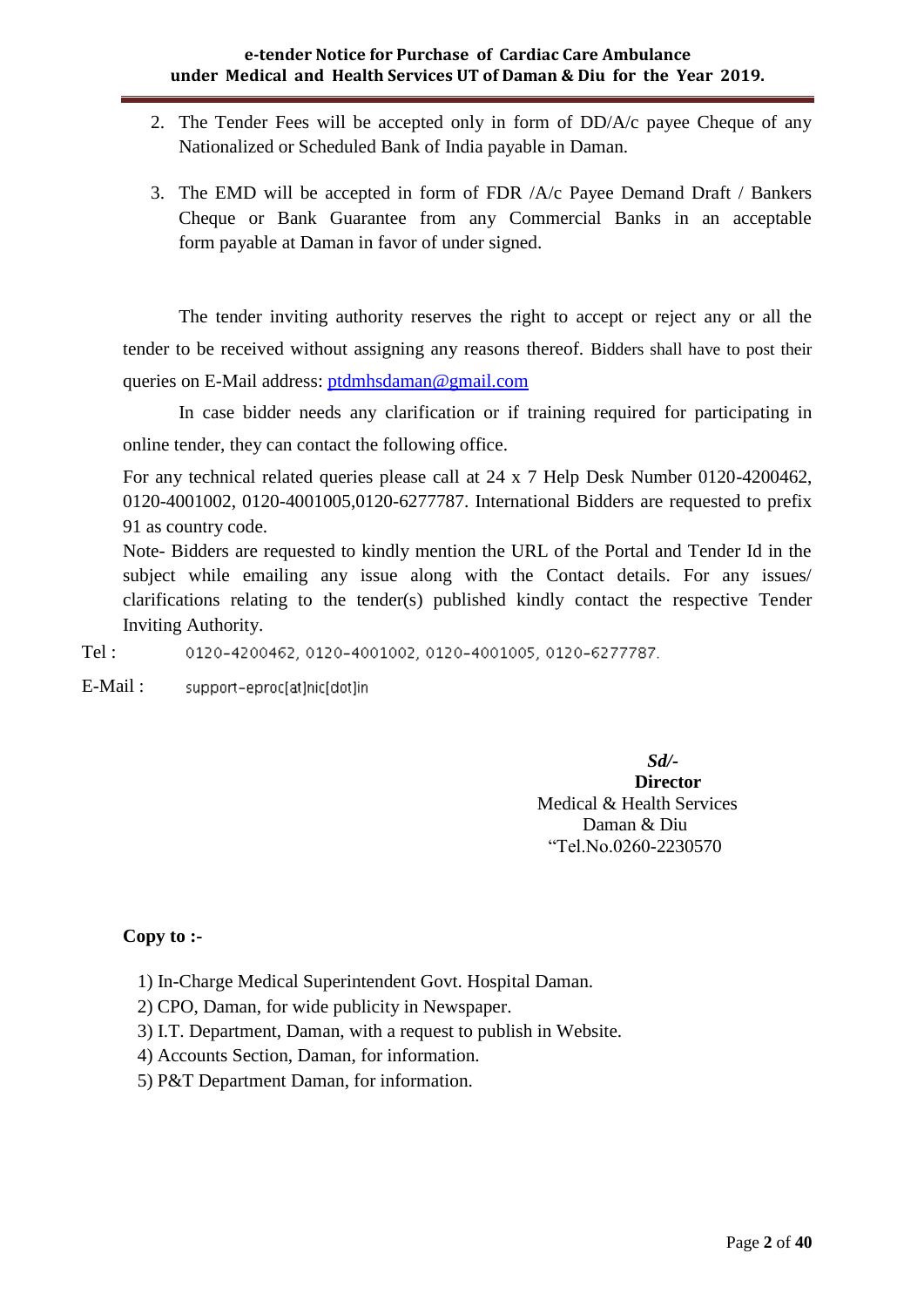2. The Tender Fees will be accepted only in form of DD/A/c payee Cheque of any Nationalized or Scheduled Bank of India payable in Daman.
3. The EMD will be accepted in form of FDR /A/c Payee Demand Draft / Bankers Cheque or Bank Guarantee from any Commercial Banks in an acceptable form payable at Daman in favor of under signed.

The tender inviting authority reserves the right to accept or reject any or all the tender to be received without assigning any reasons thereof. Bidders shall have to post their queries on E-Mail address: ptdmhsdaman@gmail.com

In case bidder needs any clarification or if training required for participating in online tender, they can contact the following office.

For any technical related queries please call at 24 x 7 Help Desk Number 0120-4200462, 0120-4001002, 0120-4001005,0120-6277787. International Bidders are requested to prefix 91 as country code.

Note- Bidders are requested to kindly mention the URL of the Portal and Tender Id in the subject while emailing any issue along with the Contact details. For any issues/ clarifications relating to the tender(s) published kindly contact the respective Tender Inviting Authority.

Tel : 0120-4200462, 0120-4001002, 0120-4001005, 0120-6277787.

E-Mail : support-eproc[at]nic[dot]in

*Sd/-*
**Director**
Medical & Health Services
Daman & Diu
"Tel.No.0260-2230570

**Copy to :-**

1) In-Charge Medical Superintendent Govt. Hospital Daman.
2) CPO, Daman, for wide publicity in Newspaper.
3) I.T. Department, Daman, with a request to publish in Website.
4) Accounts Section, Daman, for information.
5) P&T Department Daman, for information.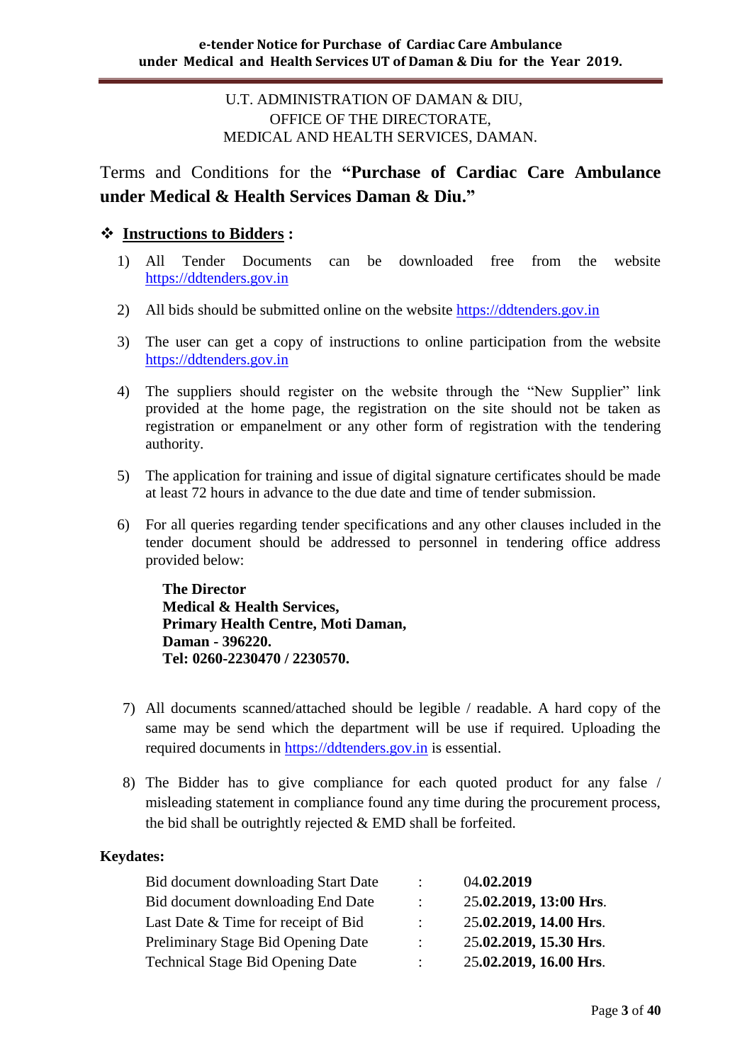U.T. ADMINISTRATION OF DAMAN & DIU,
OFFICE OF THE DIRECTORATE,
MEDICAL AND HEALTH SERVICES, DAMAN.

Terms and Conditions for the **"Purchase of Cardiac Care Ambulance under Medical & Health Services Daman & Diu."**

## ❖ Instructions to Bidders :

1) All Tender Documents can be downloaded free from the website https://ddtenders.gov.in

2) All bids should be submitted online on the website https://ddtenders.gov.in

3) The user can get a copy of instructions to online participation from the website https://ddtenders.gov.in

4) The suppliers should register on the website through the "New Supplier" link provided at the home page, the registration on the site should not be taken as registration or empanelment or any other form of registration with the tendering authority.

5) The application for training and issue of digital signature certificates should be made at least 72 hours in advance to the due date and time of tender submission.

6) For all queries regarding tender specifications and any other clauses included in the tender document should be addressed to personnel in tendering office address provided below:

   **The Director**
   **Medical & Health Services,**
   **Primary Health Centre, Moti Daman,**
   **Daman - 396220.**
   **Tel: 0260-2230470 / 2230570.**

7) All documents scanned/attached should be legible / readable. A hard copy of the same may be send which the department will be use if required. Uploading the required documents in https://ddtenders.gov.in is essential.

8) The Bidder has to give compliance for each quoted product for any false / misleading statement in compliance found any time during the procurement process, the bid shall be outrightly rejected & EMD shall be forfeited.

**Keydates:**

| | | |
|---|---|---|
| Bid document downloading Start Date | : | 04**.02.2019** |
| Bid document downloading End Date | : | 25**.02.2019, 13:00 Hrs**. |
| Last Date & Time for receipt of Bid | : | 25**.02.2019, 14.00 Hrs**. |
| Preliminary Stage Bid Opening Date | : | 25**.02.2019, 15.30 Hrs**. |
| Technical Stage Bid Opening Date | : | 25**.02.2019, 16.00 Hrs**. |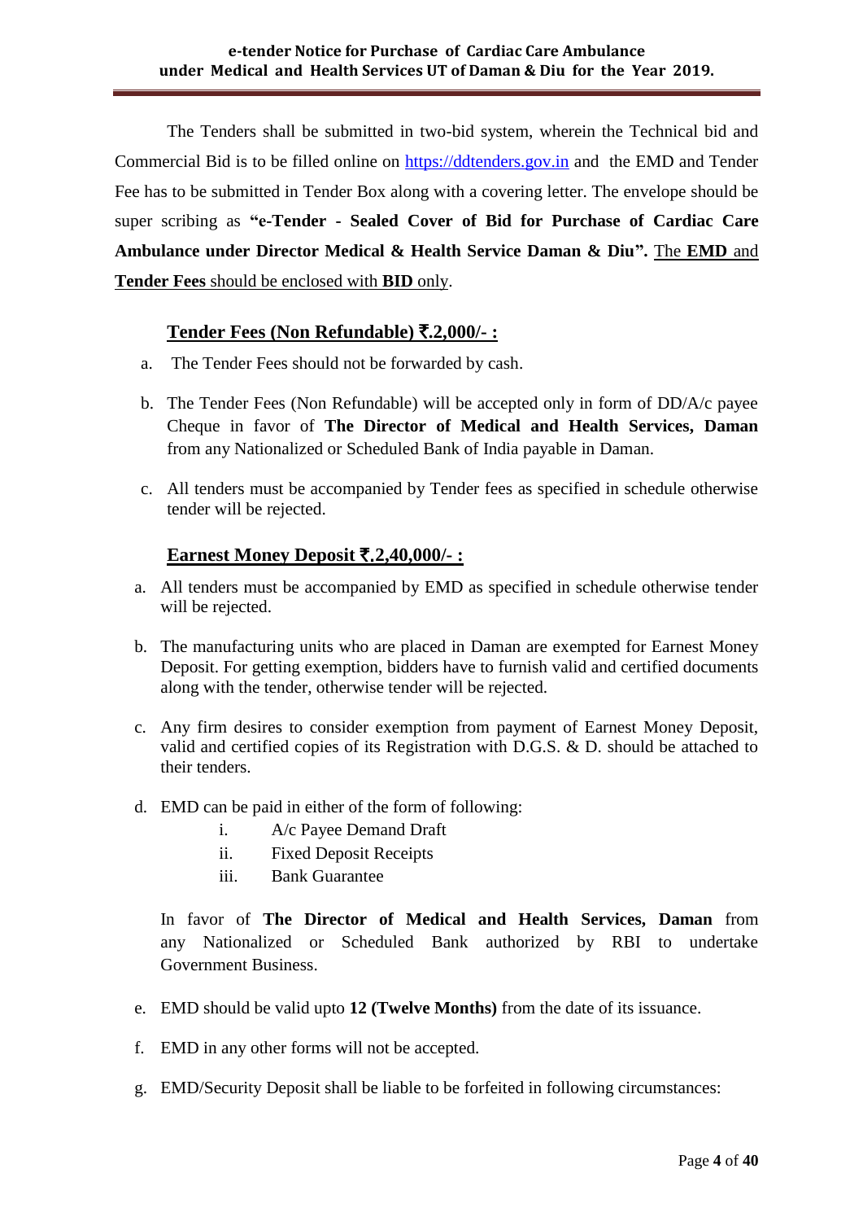The Tenders shall be submitted in two-bid system, wherein the Technical bid and Commercial Bid is to be filled online on https://ddtenders.gov.in and the EMD and Tender Fee has to be submitted in Tender Box along with a covering letter. The envelope should be super scribing as **"e-Tender - Sealed Cover of Bid for Purchase of Cardiac Care Ambulance under Director Medical & Health Service Daman & Diu".** The **EMD** and **Tender Fees** should be enclosed with **BID** only.

## Tender Fees (Non Refundable) ₹.2,000/- :

a. The Tender Fees should not be forwarded by cash.

b. The Tender Fees (Non Refundable) will be accepted only in form of DD/A/c payee Cheque in favor of **The Director of Medical and Health Services, Daman** from any Nationalized or Scheduled Bank of India payable in Daman.

c. All tenders must be accompanied by Tender fees as specified in schedule otherwise tender will be rejected.

## Earnest Money Deposit ₹.2,40,000/- :

a. All tenders must be accompanied by EMD as specified in schedule otherwise tender will be rejected.

b. The manufacturing units who are placed in Daman are exempted for Earnest Money Deposit. For getting exemption, bidders have to furnish valid and certified documents along with the tender, otherwise tender will be rejected.

c. Any firm desires to consider exemption from payment of Earnest Money Deposit, valid and certified copies of its Registration with D.G.S. & D. should be attached to their tenders.

d. EMD can be paid in either of the form of following:

   i. A/c Payee Demand Draft
   ii. Fixed Deposit Receipts
   iii. Bank Guarantee

   In favor of **The Director of Medical and Health Services, Daman** from any Nationalized or Scheduled Bank authorized by RBI to undertake Government Business.

e. EMD should be valid upto **12 (Twelve Months)** from the date of its issuance.

f. EMD in any other forms will not be accepted.

g. EMD/Security Deposit shall be liable to be forfeited in following circumstances: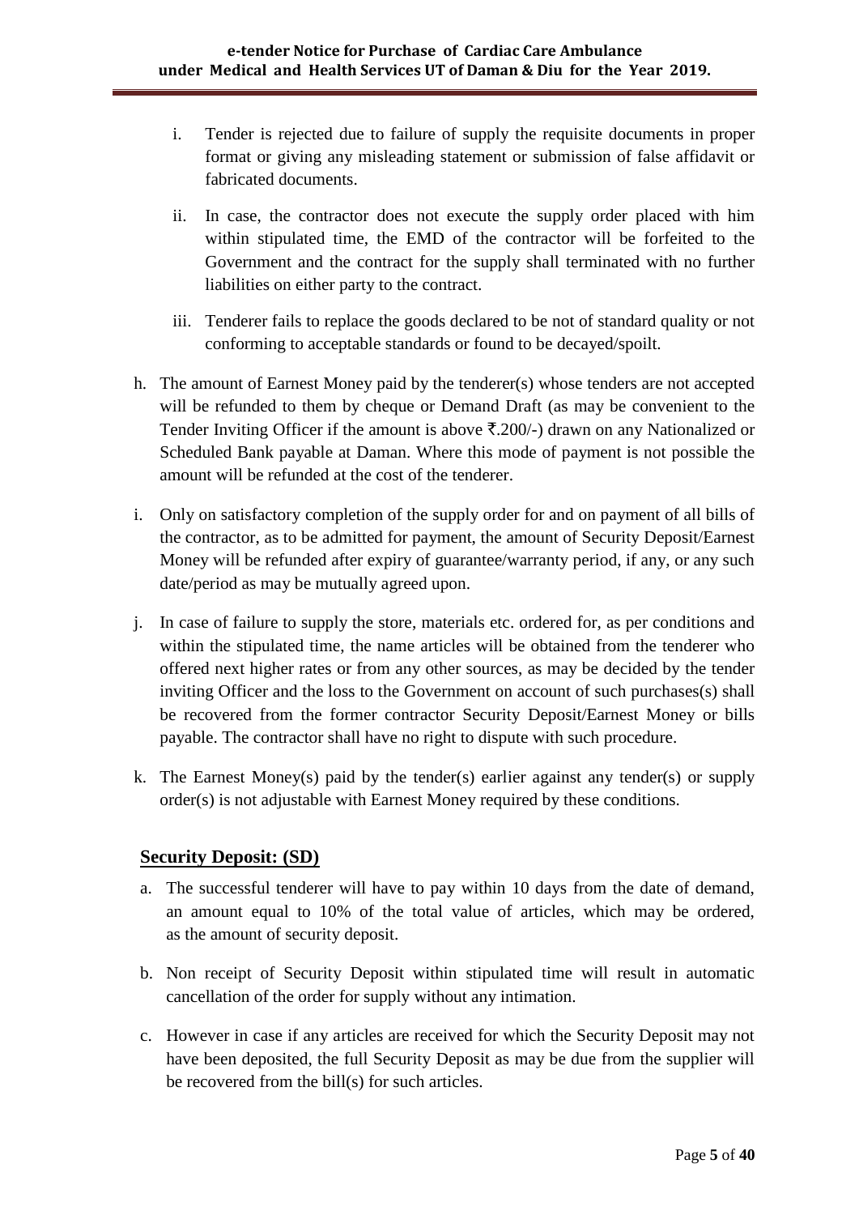i. Tender is rejected due to failure of supply the requisite documents in proper format or giving any misleading statement or submission of false affidavit or fabricated documents.

ii. In case, the contractor does not execute the supply order placed with him within stipulated time, the EMD of the contractor will be forfeited to the Government and the contract for the supply shall terminated with no further liabilities on either party to the contract.

iii. Tenderer fails to replace the goods declared to be not of standard quality or not conforming to acceptable standards or found to be decayed/spoilt.

h. The amount of Earnest Money paid by the tenderer(s) whose tenders are not accepted will be refunded to them by cheque or Demand Draft (as may be convenient to the Tender Inviting Officer if the amount is above ₹.200/-) drawn on any Nationalized or Scheduled Bank payable at Daman. Where this mode of payment is not possible the amount will be refunded at the cost of the tenderer.

i. Only on satisfactory completion of the supply order for and on payment of all bills of the contractor, as to be admitted for payment, the amount of Security Deposit/Earnest Money will be refunded after expiry of guarantee/warranty period, if any, or any such date/period as may be mutually agreed upon.

j. In case of failure to supply the store, materials etc. ordered for, as per conditions and within the stipulated time, the name articles will be obtained from the tenderer who offered next higher rates or from any other sources, as may be decided by the tender inviting Officer and the loss to the Government on account of such purchases(s) shall be recovered from the former contractor Security Deposit/Earnest Money or bills payable. The contractor shall have no right to dispute with such procedure.

k. The Earnest Money(s) paid by the tender(s) earlier against any tender(s) or supply order(s) is not adjustable with Earnest Money required by these conditions.

## Security Deposit: (SD)

a. The successful tenderer will have to pay within 10 days from the date of demand, an amount equal to 10% of the total value of articles, which may be ordered, as the amount of security deposit.

b. Non receipt of Security Deposit within stipulated time will result in automatic cancellation of the order for supply without any intimation.

c. However in case if any articles are received for which the Security Deposit may not have been deposited, the full Security Deposit as may be due from the supplier will be recovered from the bill(s) for such articles.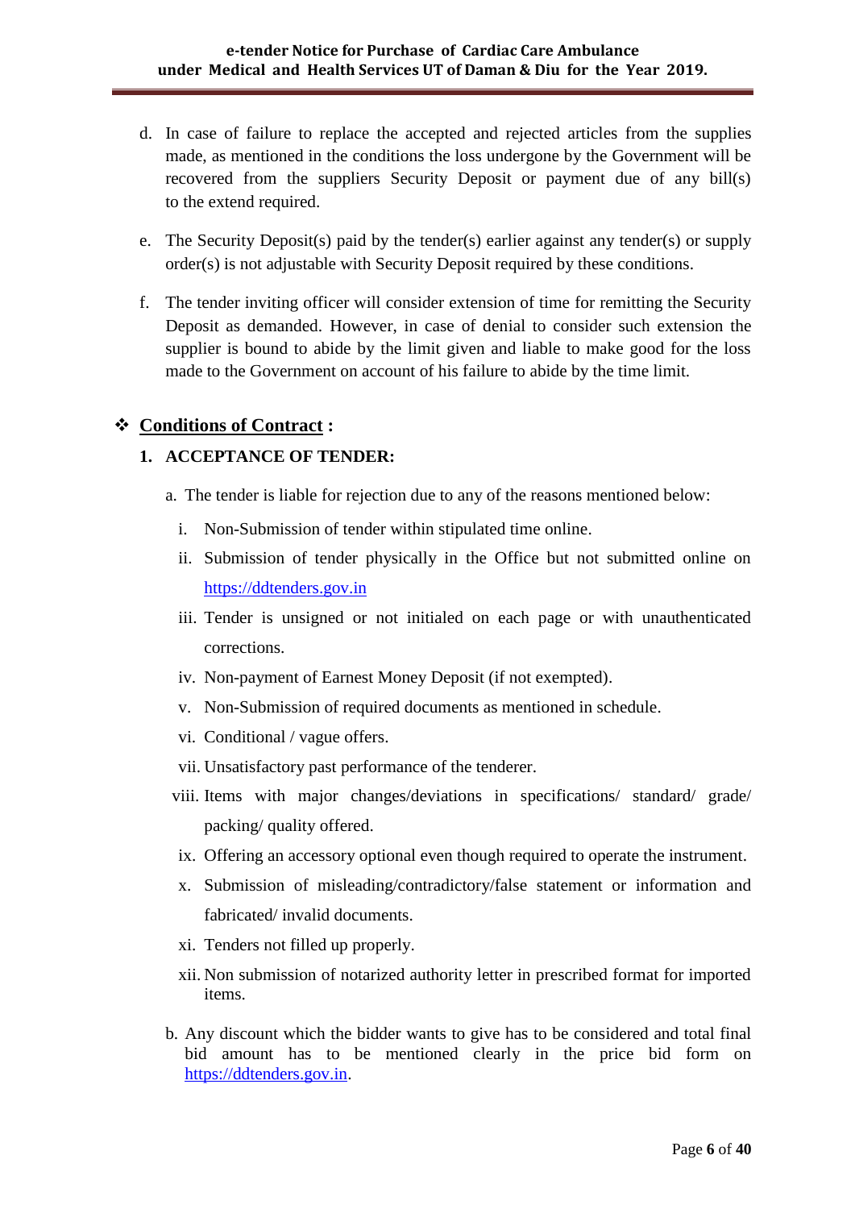d. In case of failure to replace the accepted and rejected articles from the supplies made, as mentioned in the conditions the loss undergone by the Government will be recovered from the suppliers Security Deposit or payment due of any bill(s) to the extend required.

e. The Security Deposit(s) paid by the tender(s) earlier against any tender(s) or supply order(s) is not adjustable with Security Deposit required by these conditions.

f. The tender inviting officer will consider extension of time for remitting the Security Deposit as demanded. However, in case of denial to consider such extension the supplier is bound to abide by the limit given and liable to make good for the loss made to the Government on account of his failure to abide by the time limit.

## ❖ <u>Conditions of Contract</u> :

### 1. ACCEPTANCE OF TENDER:

a. The tender is liable for rejection due to any of the reasons mentioned below:

- i. Non-Submission of tender within stipulated time online.
- ii. Submission of tender physically in the Office but not submitted online on https://ddtenders.gov.in
- iii. Tender is unsigned or not initialed on each page or with unauthenticated corrections.
- iv. Non-payment of Earnest Money Deposit (if not exempted).
- v. Non-Submission of required documents as mentioned in schedule.
- vi. Conditional / vague offers.
- vii. Unsatisfactory past performance of the tenderer.
- viii. Items with major changes/deviations in specifications/ standard/ grade/ packing/ quality offered.
- ix. Offering an accessory optional even though required to operate the instrument.
- x. Submission of misleading/contradictory/false statement or information and fabricated/ invalid documents.
- xi. Tenders not filled up properly.
- xii. Non submission of notarized authority letter in prescribed format for imported items.

b. Any discount which the bidder wants to give has to be considered and total final bid amount has to be mentioned clearly in the price bid form on https://ddtenders.gov.in.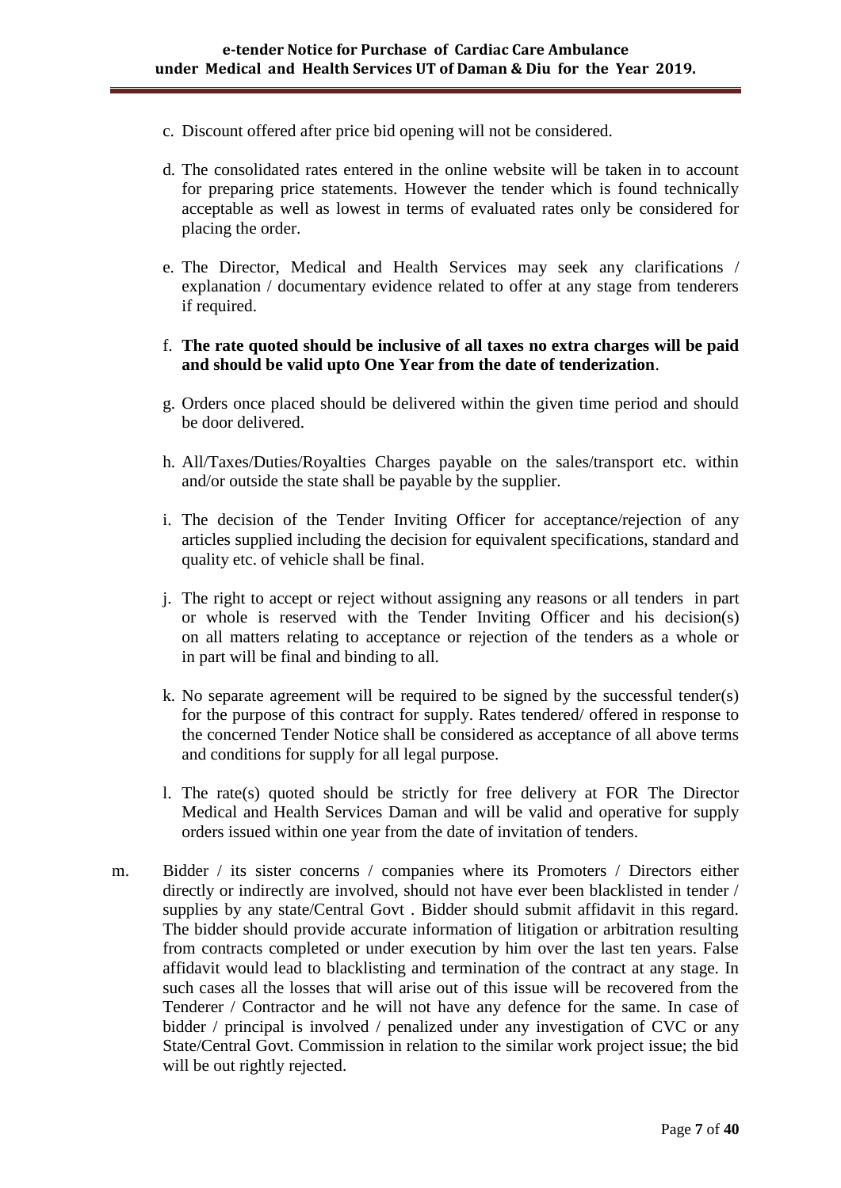c. Discount offered after price bid opening will not be considered.

d. The consolidated rates entered in the online website will be taken in to account for preparing price statements. However the tender which is found technically acceptable as well as lowest in terms of evaluated rates only be considered for placing the order.

e. The Director, Medical and Health Services may seek any clarifications / explanation / documentary evidence related to offer at any stage from tenderers if required.

f. **The rate quoted should be inclusive of all taxes no extra charges will be paid and should be valid upto One Year from the date of tenderization**.

g. Orders once placed should be delivered within the given time period and should be door delivered.

h. All/Taxes/Duties/Royalties Charges payable on the sales/transport etc. within and/or outside the state shall be payable by the supplier.

i. The decision of the Tender Inviting Officer for acceptance/rejection of any articles supplied including the decision for equivalent specifications, standard and quality etc. of vehicle shall be final.

j. The right to accept or reject without assigning any reasons or all tenders in part or whole is reserved with the Tender Inviting Officer and his decision(s) on all matters relating to acceptance or rejection of the tenders as a whole or in part will be final and binding to all.

k. No separate agreement will be required to be signed by the successful tender(s) for the purpose of this contract for supply. Rates tendered/ offered in response to the concerned Tender Notice shall be considered as acceptance of all above terms and conditions for supply for all legal purpose.

l. The rate(s) quoted should be strictly for free delivery at FOR The Director Medical and Health Services Daman and will be valid and operative for supply orders issued within one year from the date of invitation of tenders.

m. Bidder / its sister concerns / companies where its Promoters / Directors either directly or indirectly are involved, should not have ever been blacklisted in tender / supplies by any state/Central Govt . Bidder should submit affidavit in this regard. The bidder should provide accurate information of litigation or arbitration resulting from contracts completed or under execution by him over the last ten years. False affidavit would lead to blacklisting and termination of the contract at any stage. In such cases all the losses that will arise out of this issue will be recovered from the Tenderer / Contractor and he will not have any defence for the same. In case of bidder / principal is involved / penalized under any investigation of CVC or any State/Central Govt. Commission in relation to the similar work project issue; the bid will be out rightly rejected.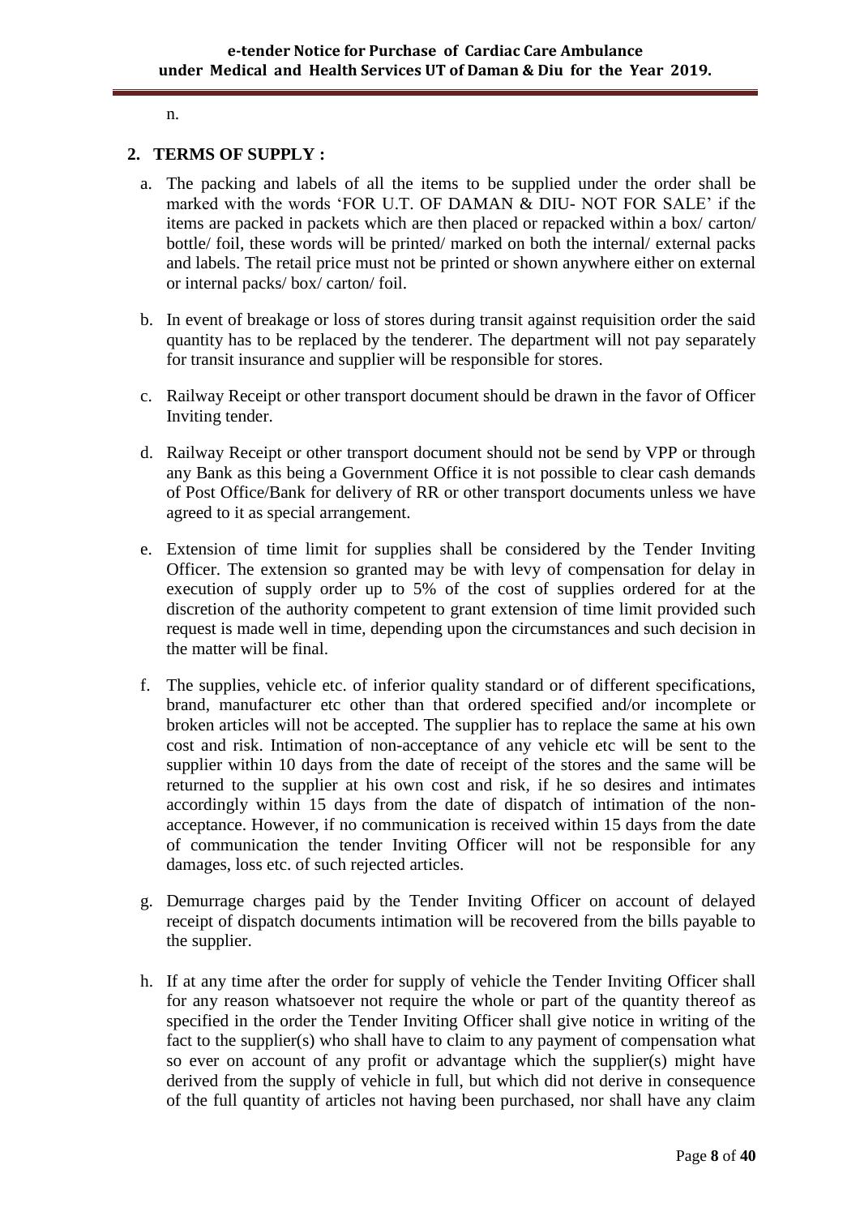n.

## 2. TERMS OF SUPPLY :

a. The packing and labels of all the items to be supplied under the order shall be marked with the words 'FOR U.T. OF DAMAN & DIU- NOT FOR SALE' if the items are packed in packets which are then placed or repacked within a box/ carton/ bottle/ foil, these words will be printed/ marked on both the internal/ external packs and labels. The retail price must not be printed or shown anywhere either on external or internal packs/ box/ carton/ foil.

b. In event of breakage or loss of stores during transit against requisition order the said quantity has to be replaced by the tenderer. The department will not pay separately for transit insurance and supplier will be responsible for stores.

c. Railway Receipt or other transport document should be drawn in the favor of Officer Inviting tender.

d. Railway Receipt or other transport document should not be send by VPP or through any Bank as this being a Government Office it is not possible to clear cash demands of Post Office/Bank for delivery of RR or other transport documents unless we have agreed to it as special arrangement.

e. Extension of time limit for supplies shall be considered by the Tender Inviting Officer. The extension so granted may be with levy of compensation for delay in execution of supply order up to 5% of the cost of supplies ordered for at the discretion of the authority competent to grant extension of time limit provided such request is made well in time, depending upon the circumstances and such decision in the matter will be final.

f. The supplies, vehicle etc. of inferior quality standard or of different specifications, brand, manufacturer etc other than that ordered specified and/or incomplete or broken articles will not be accepted. The supplier has to replace the same at his own cost and risk. Intimation of non-acceptance of any vehicle etc will be sent to the supplier within 10 days from the date of receipt of the stores and the same will be returned to the supplier at his own cost and risk, if he so desires and intimates accordingly within 15 days from the date of dispatch of intimation of the non-acceptance. However, if no communication is received within 15 days from the date of communication the tender Inviting Officer will not be responsible for any damages, loss etc. of such rejected articles.

g. Demurrage charges paid by the Tender Inviting Officer on account of delayed receipt of dispatch documents intimation will be recovered from the bills payable to the supplier.

h. If at any time after the order for supply of vehicle the Tender Inviting Officer shall for any reason whatsoever not require the whole or part of the quantity thereof as specified in the order the Tender Inviting Officer shall give notice in writing of the fact to the supplier(s) who shall have to claim to any payment of compensation what so ever on account of any profit or advantage which the supplier(s) might have derived from the supply of vehicle in full, but which did not derive in consequence of the full quantity of articles not having been purchased, nor shall have any claim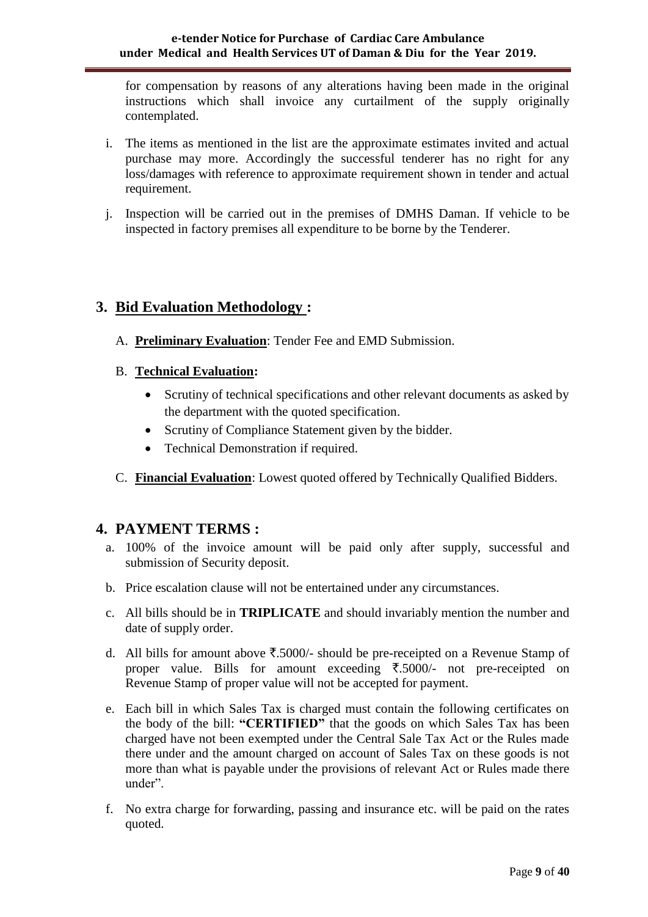for compensation by reasons of any alterations having been made in the original instructions which shall invoice any curtailment of the supply originally contemplated.

i. The items as mentioned in the list are the approximate estimates invited and actual purchase may more. Accordingly the successful tenderer has no right for any loss/damages with reference to approximate requirement shown in tender and actual requirement.

j. Inspection will be carried out in the premises of DMHS Daman. If vehicle to be inspected in factory premises all expenditure to be borne by the Tenderer.

## 3. Bid Evaluation Methodology :

A. **Preliminary Evaluation**: Tender Fee and EMD Submission.

B. **Technical Evaluation:**

- Scrutiny of technical specifications and other relevant documents as asked by the department with the quoted specification.
- Scrutiny of Compliance Statement given by the bidder.
- Technical Demonstration if required.

C. **Financial Evaluation**: Lowest quoted offered by Technically Qualified Bidders.

## 4. PAYMENT TERMS :

a. 100% of the invoice amount will be paid only after supply, successful and submission of Security deposit.

b. Price escalation clause will not be entertained under any circumstances.

c. All bills should be in **TRIPLICATE** and should invariably mention the number and date of supply order.

d. All bills for amount above ₹.5000/- should be pre-receipted on a Revenue Stamp of proper value. Bills for amount exceeding ₹.5000/- not pre-receipted on Revenue Stamp of proper value will not be accepted for payment.

e. Each bill in which Sales Tax is charged must contain the following certificates on the body of the bill: **"CERTIFIED"** that the goods on which Sales Tax has been charged have not been exempted under the Central Sale Tax Act or the Rules made there under and the amount charged on account of Sales Tax on these goods is not more than what is payable under the provisions of relevant Act or Rules made there under".

f. No extra charge for forwarding, passing and insurance etc. will be paid on the rates quoted.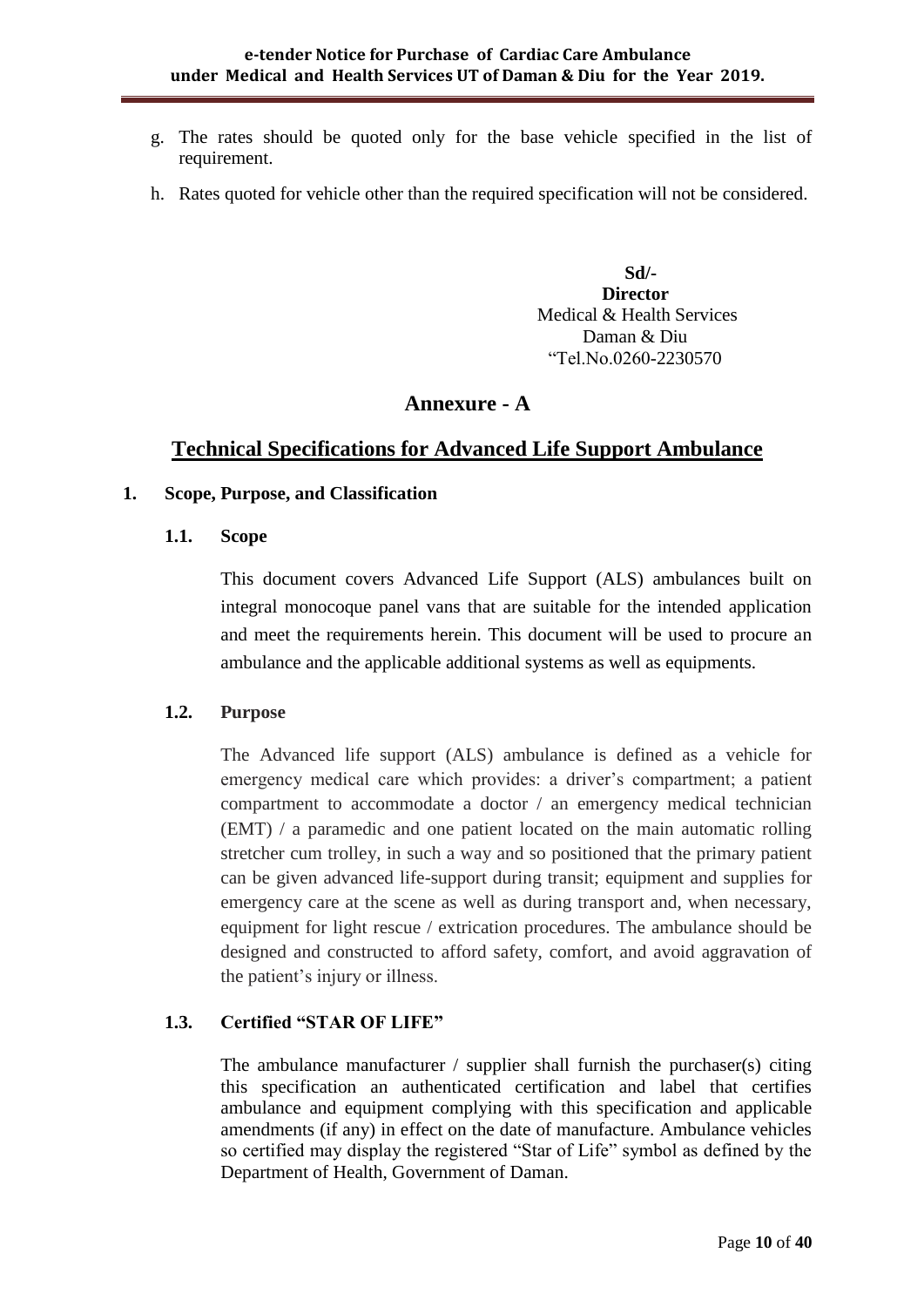g. The rates should be quoted only for the base vehicle specified in the list of requirement.

h. Rates quoted for vehicle other than the required specification will not be considered.

**Sd/-**
**Director**
Medical & Health Services
Daman & Diu
"Tel.No.0260-2230570

## Annexure - A

## Technical Specifications for Advanced Life Support Ambulance

### 1. Scope, Purpose, and Classification

#### 1.1. Scope

This document covers Advanced Life Support (ALS) ambulances built on integral monocoque panel vans that are suitable for the intended application and meet the requirements herein. This document will be used to procure an ambulance and the applicable additional systems as well as equipments.

#### 1.2. Purpose

The Advanced life support (ALS) ambulance is defined as a vehicle for emergency medical care which provides: a driver's compartment; a patient compartment to accommodate a doctor / an emergency medical technician (EMT) / a paramedic and one patient located on the main automatic rolling stretcher cum trolley, in such a way and so positioned that the primary patient can be given advanced life-support during transit; equipment and supplies for emergency care at the scene as well as during transport and, when necessary, equipment for light rescue / extrication procedures. The ambulance should be designed and constructed to afford safety, comfort, and avoid aggravation of the patient's injury or illness.

#### 1.3. Certified "STAR OF LIFE"

The ambulance manufacturer / supplier shall furnish the purchaser(s) citing this specification an authenticated certification and label that certifies ambulance and equipment complying with this specification and applicable amendments (if any) in effect on the date of manufacture. Ambulance vehicles so certified may display the registered "Star of Life" symbol as defined by the Department of Health, Government of Daman.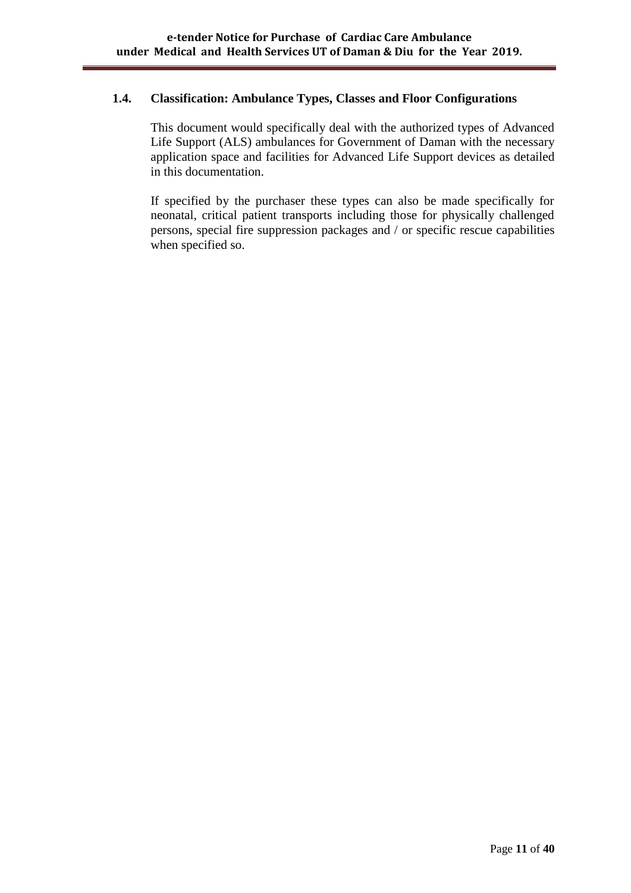### 1.4. Classification: Ambulance Types, Classes and Floor Configurations

This document would specifically deal with the authorized types of Advanced Life Support (ALS) ambulances for Government of Daman with the necessary application space and facilities for Advanced Life Support devices as detailed in this documentation.

If specified by the purchaser these types can also be made specifically for neonatal, critical patient transports including those for physically challenged persons, special fire suppression packages and / or specific rescue capabilities when specified so.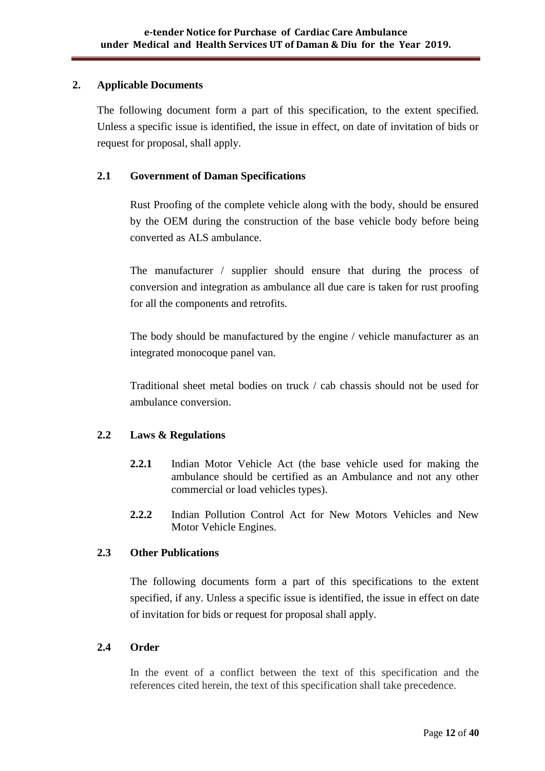## 2. Applicable Documents

The following document form a part of this specification, to the extent specified. Unless a specific issue is identified, the issue in effect, on date of invitation of bids or request for proposal, shall apply.

### 2.1 Government of Daman Specifications

Rust Proofing of the complete vehicle along with the body, should be ensured by the OEM during the construction of the base vehicle body before being converted as ALS ambulance.

The manufacturer / supplier should ensure that during the process of conversion and integration as ambulance all due care is taken for rust proofing for all the components and retrofits.

The body should be manufactured by the engine / vehicle manufacturer as an integrated monocoque panel van.

Traditional sheet metal bodies on truck / cab chassis should not be used for ambulance conversion.

### 2.2 Laws & Regulations

**2.2.1** Indian Motor Vehicle Act (the base vehicle used for making the ambulance should be certified as an Ambulance and not any other commercial or load vehicles types).

**2.2.2** Indian Pollution Control Act for New Motors Vehicles and New Motor Vehicle Engines.

### 2.3 Other Publications

The following documents form a part of this specifications to the extent specified, if any. Unless a specific issue is identified, the issue in effect on date of invitation for bids or request for proposal shall apply.

### 2.4 Order

In the event of a conflict between the text of this specification and the references cited herein, the text of this specification shall take precedence.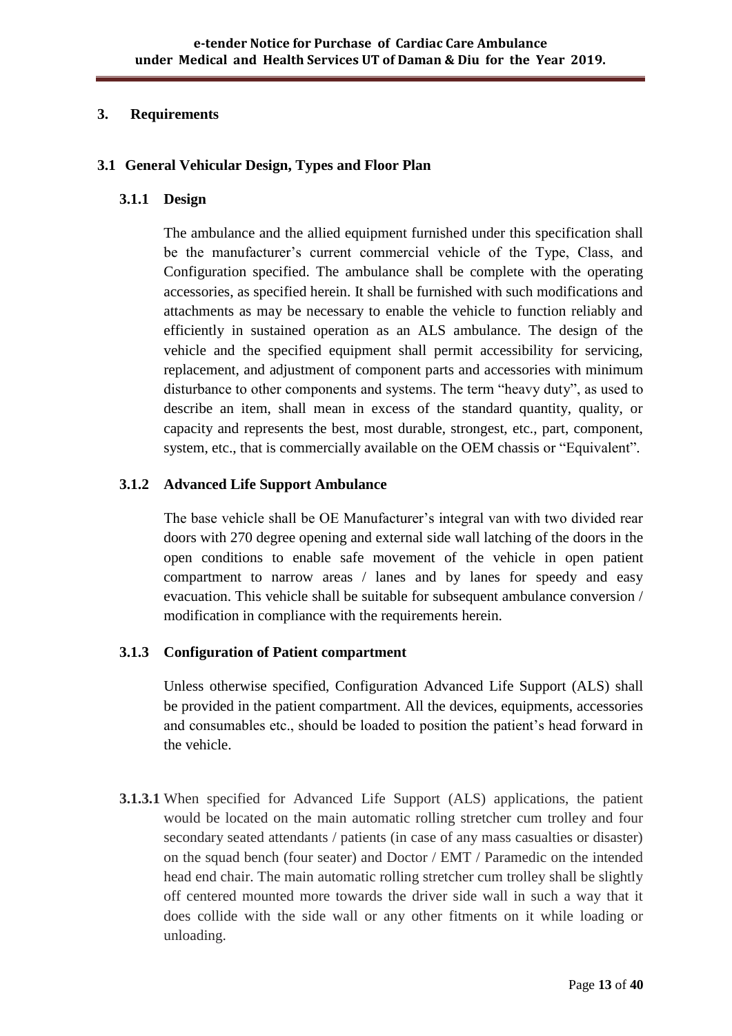## 3. Requirements

### 3.1 General Vehicular Design, Types and Floor Plan

#### 3.1.1 Design

The ambulance and the allied equipment furnished under this specification shall be the manufacturer's current commercial vehicle of the Type, Class, and Configuration specified. The ambulance shall be complete with the operating accessories, as specified herein. It shall be furnished with such modifications and attachments as may be necessary to enable the vehicle to function reliably and efficiently in sustained operation as an ALS ambulance. The design of the vehicle and the specified equipment shall permit accessibility for servicing, replacement, and adjustment of component parts and accessories with minimum disturbance to other components and systems. The term "heavy duty", as used to describe an item, shall mean in excess of the standard quantity, quality, or capacity and represents the best, most durable, strongest, etc., part, component, system, etc., that is commercially available on the OEM chassis or "Equivalent".

#### 3.1.2 Advanced Life Support Ambulance

The base vehicle shall be OE Manufacturer's integral van with two divided rear doors with 270 degree opening and external side wall latching of the doors in the open conditions to enable safe movement of the vehicle in open patient compartment to narrow areas / lanes and by lanes for speedy and easy evacuation. This vehicle shall be suitable for subsequent ambulance conversion / modification in compliance with the requirements herein.

#### 3.1.3 Configuration of Patient compartment

Unless otherwise specified, Configuration Advanced Life Support (ALS) shall be provided in the patient compartment. All the devices, equipments, accessories and consumables etc., should be loaded to position the patient's head forward in the vehicle.

**3.1.3.1** When specified for Advanced Life Support (ALS) applications, the patient would be located on the main automatic rolling stretcher cum trolley and four secondary seated attendants / patients (in case of any mass casualties or disaster) on the squad bench (four seater) and Doctor / EMT / Paramedic on the intended head end chair. The main automatic rolling stretcher cum trolley shall be slightly off centered mounted more towards the driver side wall in such a way that it does collide with the side wall or any other fitments on it while loading or unloading.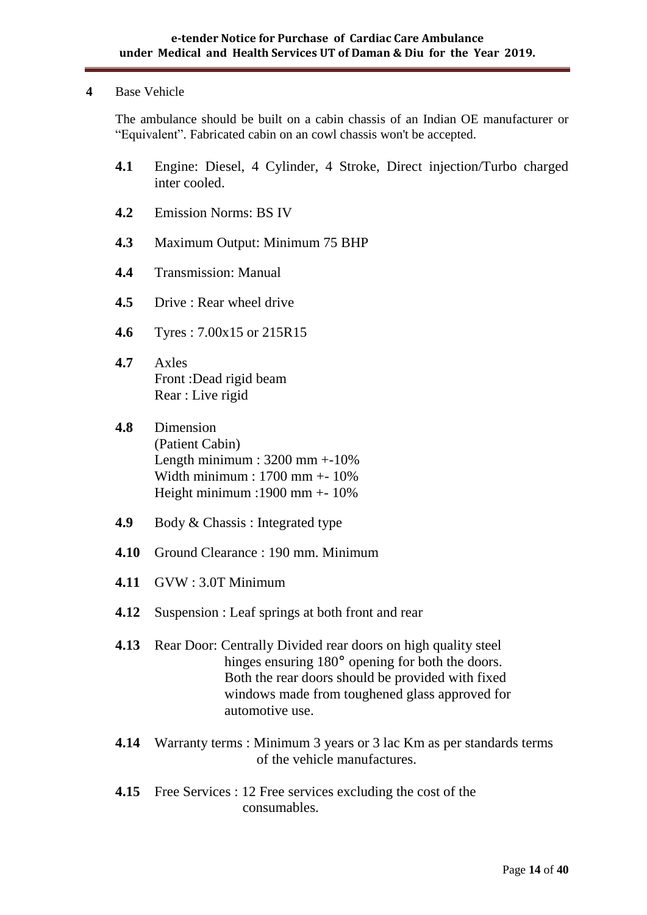**4** Base Vehicle

The ambulance should be built on a cabin chassis of an Indian OE manufacturer or "Equivalent". Fabricated cabin on an cowl chassis won't be accepted.

**4.1** Engine: Diesel, 4 Cylinder, 4 Stroke, Direct injection/Turbo charged inter cooled.

**4.2** Emission Norms: BS IV

**4.3** Maximum Output: Minimum 75 BHP

**4.4** Transmission: Manual

**4.5** Drive : Rear wheel drive

**4.6** Tyres : 7.00x15 or 215R15

**4.7** Axles
Front :Dead rigid beam
Rear : Live rigid

**4.8** Dimension
(Patient Cabin)
Length minimum : 3200 mm +-10%
Width minimum : 1700 mm +- 10%
Height minimum :1900 mm +- 10%

**4.9** Body & Chassis : Integrated type

**4.10** Ground Clearance : 190 mm. Minimum

**4.11** GVW : 3.0T Minimum

**4.12** Suspension : Leaf springs at both front and rear

**4.13** Rear Door: Centrally Divided rear doors on high quality steel hinges ensuring 180° opening for both the doors. Both the rear doors should be provided with fixed windows made from toughened glass approved for automotive use.

**4.14** Warranty terms : Minimum 3 years or 3 lac Km as per standards terms of the vehicle manufactures.

**4.15** Free Services : 12 Free services excluding the cost of the consumables.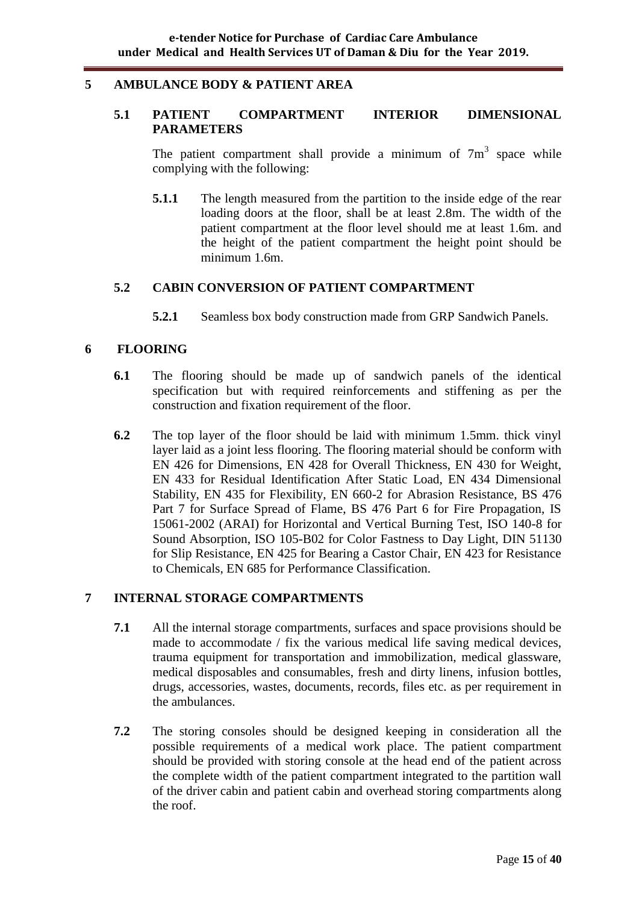## 5 AMBULANCE BODY & PATIENT AREA

### 5.1 PATIENT COMPARTMENT INTERIOR DIMENSIONAL PARAMETERS

The patient compartment shall provide a minimum of $7m^3$ space while complying with the following:

**5.1.1** The length measured from the partition to the inside edge of the rear loading doors at the floor, shall be at least 2.8m. The width of the patient compartment at the floor level should me at least 1.6m. and the height of the patient compartment the height point should be minimum 1.6m.

### 5.2 CABIN CONVERSION OF PATIENT COMPARTMENT

**5.2.1** Seamless box body construction made from GRP Sandwich Panels.

## 6 FLOORING

**6.1** The flooring should be made up of sandwich panels of the identical specification but with required reinforcements and stiffening as per the construction and fixation requirement of the floor.

**6.2** The top layer of the floor should be laid with minimum 1.5mm. thick vinyl layer laid as a joint less flooring. The flooring material should be conform with EN 426 for Dimensions, EN 428 for Overall Thickness, EN 430 for Weight, EN 433 for Residual Identification After Static Load, EN 434 Dimensional Stability, EN 435 for Flexibility, EN 660-2 for Abrasion Resistance, BS 476 Part 7 for Surface Spread of Flame, BS 476 Part 6 for Fire Propagation, IS 15061-2002 (ARAI) for Horizontal and Vertical Burning Test, ISO 140-8 for Sound Absorption, ISO 105-B02 for Color Fastness to Day Light, DIN 51130 for Slip Resistance, EN 425 for Bearing a Castor Chair, EN 423 for Resistance to Chemicals, EN 685 for Performance Classification.

## 7 INTERNAL STORAGE COMPARTMENTS

**7.1** All the internal storage compartments, surfaces and space provisions should be made to accommodate / fix the various medical life saving medical devices, trauma equipment for transportation and immobilization, medical glassware, medical disposables and consumables, fresh and dirty linens, infusion bottles, drugs, accessories, wastes, documents, records, files etc. as per requirement in the ambulances.

**7.2** The storing consoles should be designed keeping in consideration all the possible requirements of a medical work place. The patient compartment should be provided with storing console at the head end of the patient across the complete width of the patient compartment integrated to the partition wall of the driver cabin and patient cabin and overhead storing compartments along the roof.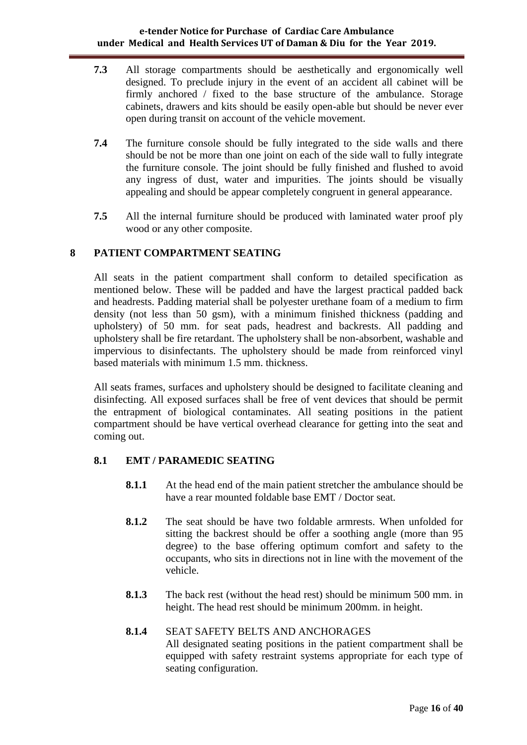**7.3** All storage compartments should be aesthetically and ergonomically well designed. To preclude injury in the event of an accident all cabinet will be firmly anchored / fixed to the base structure of the ambulance. Storage cabinets, drawers and kits should be easily open-able but should be never ever open during transit on account of the vehicle movement.

**7.4** The furniture console should be fully integrated to the side walls and there should be not be more than one joint on each of the side wall to fully integrate the furniture console. The joint should be fully finished and flushed to avoid any ingress of dust, water and impurities. The joints should be visually appealing and should be appear completely congruent in general appearance.

**7.5** All the internal furniture should be produced with laminated water proof ply wood or any other composite.

## 8 PATIENT COMPARTMENT SEATING

All seats in the patient compartment shall conform to detailed specification as mentioned below. These will be padded and have the largest practical padded back and headrests. Padding material shall be polyester urethane foam of a medium to firm density (not less than 50 gsm), with a minimum finished thickness (padding and upholstery) of 50 mm. for seat pads, headrest and backrests. All padding and upholstery shall be fire retardant. The upholstery shall be non-absorbent, washable and impervious to disinfectants. The upholstery should be made from reinforced vinyl based materials with minimum 1.5 mm. thickness.

All seats frames, surfaces and upholstery should be designed to facilitate cleaning and disinfecting. All exposed surfaces shall be free of vent devices that should be permit the entrapment of biological contaminates. All seating positions in the patient compartment should be have vertical overhead clearance for getting into the seat and coming out.

### 8.1 EMT / PARAMEDIC SEATING

**8.1.1** At the head end of the main patient stretcher the ambulance should be have a rear mounted foldable base EMT / Doctor seat.

**8.1.2** The seat should be have two foldable armrests. When unfolded for sitting the backrest should be offer a soothing angle (more than 95 degree) to the base offering optimum comfort and safety to the occupants, who sits in directions not in line with the movement of the vehicle.

**8.1.3** The back rest (without the head rest) should be minimum 500 mm. in height. The head rest should be minimum 200mm. in height.

**8.1.4** SEAT SAFETY BELTS AND ANCHORAGES
All designated seating positions in the patient compartment shall be equipped with safety restraint systems appropriate for each type of seating configuration.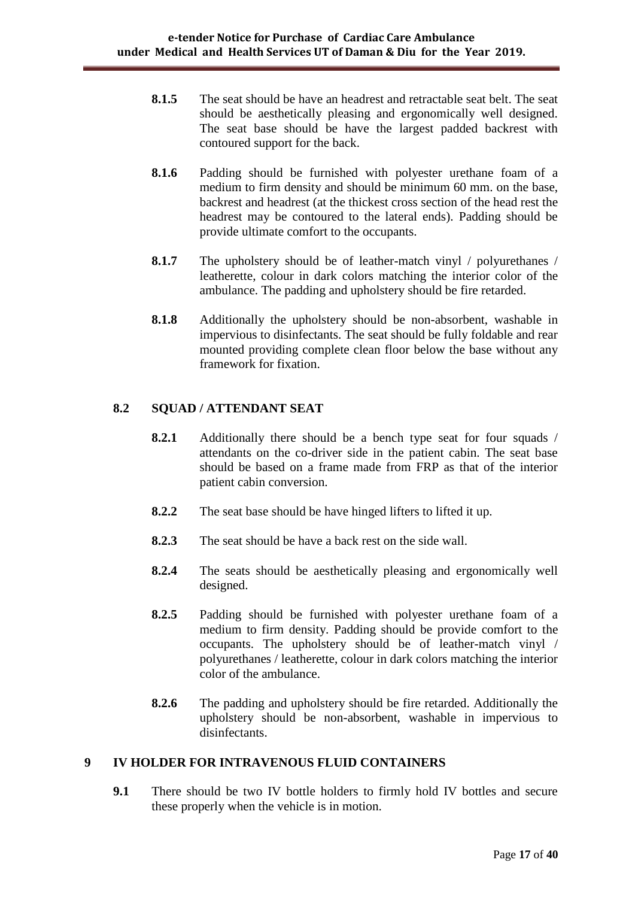**8.1.5** The seat should be have an headrest and retractable seat belt. The seat should be aesthetically pleasing and ergonomically well designed. The seat base should be have the largest padded backrest with contoured support for the back.

**8.1.6** Padding should be furnished with polyester urethane foam of a medium to firm density and should be minimum 60 mm. on the base, backrest and headrest (at the thickest cross section of the head rest the headrest may be contoured to the lateral ends). Padding should be provide ultimate comfort to the occupants.

**8.1.7** The upholstery should be of leather-match vinyl / polyurethanes / leatherette, colour in dark colors matching the interior color of the ambulance. The padding and upholstery should be fire retarded.

**8.1.8** Additionally the upholstery should be non-absorbent, washable in impervious to disinfectants. The seat should be fully foldable and rear mounted providing complete clean floor below the base without any framework for fixation.

## 8.2 SQUAD / ATTENDANT SEAT

**8.2.1** Additionally there should be a bench type seat for four squads / attendants on the co-driver side in the patient cabin. The seat base should be based on a frame made from FRP as that of the interior patient cabin conversion.

**8.2.2** The seat base should be have hinged lifters to lifted it up.

**8.2.3** The seat should be have a back rest on the side wall.

**8.2.4** The seats should be aesthetically pleasing and ergonomically well designed.

**8.2.5** Padding should be furnished with polyester urethane foam of a medium to firm density. Padding should be provide comfort to the occupants. The upholstery should be of leather-match vinyl / polyurethanes / leatherette, colour in dark colors matching the interior color of the ambulance.

**8.2.6** The padding and upholstery should be fire retarded. Additionally the upholstery should be non-absorbent, washable in impervious to disinfectants.

# 9 IV HOLDER FOR INTRAVENOUS FLUID CONTAINERS

**9.1** There should be two IV bottle holders to firmly hold IV bottles and secure these properly when the vehicle is in motion.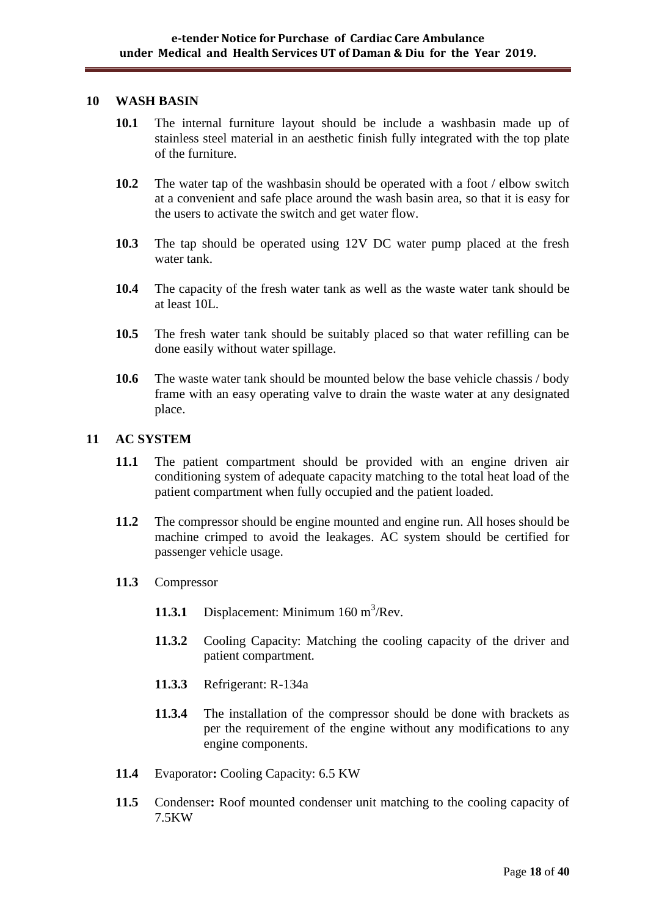## 10 WASH BASIN

**10.1** The internal furniture layout should be include a washbasin made up of stainless steel material in an aesthetic finish fully integrated with the top plate of the furniture.

**10.2** The water tap of the washbasin should be operated with a foot / elbow switch at a convenient and safe place around the wash basin area, so that it is easy for the users to activate the switch and get water flow.

**10.3** The tap should be operated using 12V DC water pump placed at the fresh water tank.

**10.4** The capacity of the fresh water tank as well as the waste water tank should be at least 10L.

**10.5** The fresh water tank should be suitably placed so that water refilling can be done easily without water spillage.

**10.6** The waste water tank should be mounted below the base vehicle chassis / body frame with an easy operating valve to drain the waste water at any designated place.

## 11 AC SYSTEM

**11.1** The patient compartment should be provided with an engine driven air conditioning system of adequate capacity matching to the total heat load of the patient compartment when fully occupied and the patient loaded.

**11.2** The compressor should be engine mounted and engine run. All hoses should be machine crimped to avoid the leakages. AC system should be certified for passenger vehicle usage.

**11.3** Compressor

**11.3.1** Displacement: Minimum 160 $m^3$/Rev.

**11.3.2** Cooling Capacity: Matching the cooling capacity of the driver and patient compartment.

**11.3.3** Refrigerant: R-134a

**11.3.4** The installation of the compressor should be done with brackets as per the requirement of the engine without any modifications to any engine components.

**11.4** Evaporator**:** Cooling Capacity: 6.5 KW

**11.5** Condenser**:** Roof mounted condenser unit matching to the cooling capacity of 7.5KW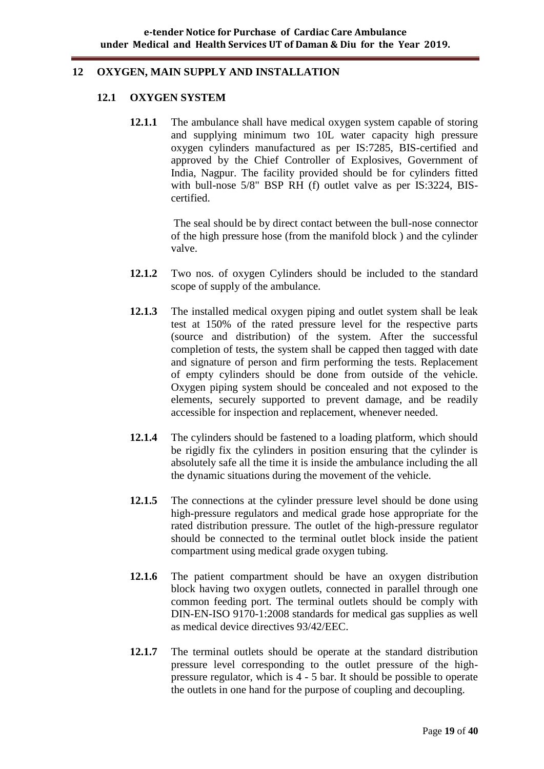## 12 OXYGEN, MAIN SUPPLY AND INSTALLATION

### 12.1 OXYGEN SYSTEM

**12.1.1** The ambulance shall have medical oxygen system capable of storing and supplying minimum two 10L water capacity high pressure oxygen cylinders manufactured as per IS:7285, BIS-certified and approved by the Chief Controller of Explosives, Government of India, Nagpur. The facility provided should be for cylinders fitted with bull-nose 5/8" BSP RH (f) outlet valve as per IS:3224, BIS-certified.

The seal should be by direct contact between the bull-nose connector of the high pressure hose (from the manifold block ) and the cylinder valve.

**12.1.2** Two nos. of oxygen Cylinders should be included to the standard scope of supply of the ambulance.

**12.1.3** The installed medical oxygen piping and outlet system shall be leak test at 150% of the rated pressure level for the respective parts (source and distribution) of the system. After the successful completion of tests, the system shall be capped then tagged with date and signature of person and firm performing the tests. Replacement of empty cylinders should be done from outside of the vehicle. Oxygen piping system should be concealed and not exposed to the elements, securely supported to prevent damage, and be readily accessible for inspection and replacement, whenever needed.

**12.1.4** The cylinders should be fastened to a loading platform, which should be rigidly fix the cylinders in position ensuring that the cylinder is absolutely safe all the time it is inside the ambulance including the all the dynamic situations during the movement of the vehicle.

**12.1.5** The connections at the cylinder pressure level should be done using high-pressure regulators and medical grade hose appropriate for the rated distribution pressure. The outlet of the high-pressure regulator should be connected to the terminal outlet block inside the patient compartment using medical grade oxygen tubing.

**12.1.6** The patient compartment should be have an oxygen distribution block having two oxygen outlets, connected in parallel through one common feeding port. The terminal outlets should be comply with DIN-EN-ISO 9170-1:2008 standards for medical gas supplies as well as medical device directives 93/42/EEC.

**12.1.7** The terminal outlets should be operate at the standard distribution pressure level corresponding to the outlet pressure of the high-pressure regulator, which is 4 - 5 bar. It should be possible to operate the outlets in one hand for the purpose of coupling and decoupling.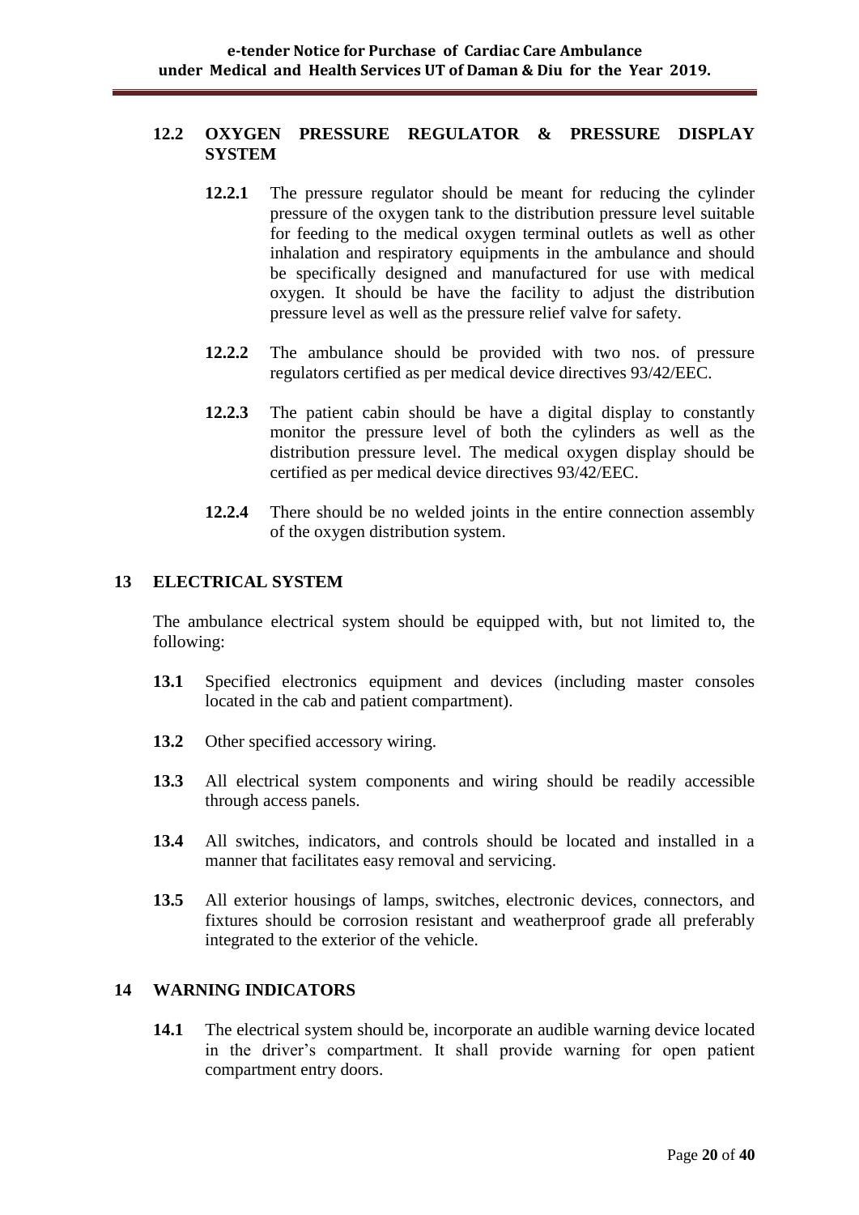## 12.2 OXYGEN PRESSURE REGULATOR & PRESSURE DISPLAY SYSTEM

**12.2.1** The pressure regulator should be meant for reducing the cylinder pressure of the oxygen tank to the distribution pressure level suitable for feeding to the medical oxygen terminal outlets as well as other inhalation and respiratory equipments in the ambulance and should be specifically designed and manufactured for use with medical oxygen. It should be have the facility to adjust the distribution pressure level as well as the pressure relief valve for safety.

**12.2.2** The ambulance should be provided with two nos. of pressure regulators certified as per medical device directives 93/42/EEC.

**12.2.3** The patient cabin should be have a digital display to constantly monitor the pressure level of both the cylinders as well as the distribution pressure level. The medical oxygen display should be certified as per medical device directives 93/42/EEC.

**12.2.4** There should be no welded joints in the entire connection assembly of the oxygen distribution system.

## 13 ELECTRICAL SYSTEM

The ambulance electrical system should be equipped with, but not limited to, the following:

**13.1** Specified electronics equipment and devices (including master consoles located in the cab and patient compartment).

**13.2** Other specified accessory wiring.

**13.3** All electrical system components and wiring should be readily accessible through access panels.

**13.4** All switches, indicators, and controls should be located and installed in a manner that facilitates easy removal and servicing.

**13.5** All exterior housings of lamps, switches, electronic devices, connectors, and fixtures should be corrosion resistant and weatherproof grade all preferably integrated to the exterior of the vehicle.

## 14 WARNING INDICATORS

**14.1** The electrical system should be, incorporate an audible warning device located in the driver's compartment. It shall provide warning for open patient compartment entry doors.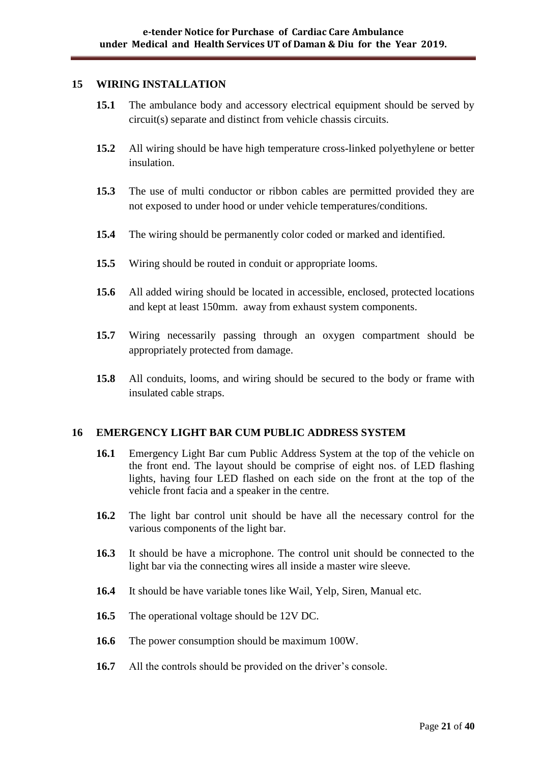## 15 WIRING INSTALLATION

**15.1** The ambulance body and accessory electrical equipment should be served by circuit(s) separate and distinct from vehicle chassis circuits.

**15.2** All wiring should be have high temperature cross-linked polyethylene or better insulation.

**15.3** The use of multi conductor or ribbon cables are permitted provided they are not exposed to under hood or under vehicle temperatures/conditions.

**15.4** The wiring should be permanently color coded or marked and identified.

**15.5** Wiring should be routed in conduit or appropriate looms.

**15.6** All added wiring should be located in accessible, enclosed, protected locations and kept at least 150mm. away from exhaust system components.

**15.7** Wiring necessarily passing through an oxygen compartment should be appropriately protected from damage.

**15.8** All conduits, looms, and wiring should be secured to the body or frame with insulated cable straps.

## 16 EMERGENCY LIGHT BAR CUM PUBLIC ADDRESS SYSTEM

**16.1** Emergency Light Bar cum Public Address System at the top of the vehicle on the front end. The layout should be comprise of eight nos. of LED flashing lights, having four LED flashed on each side on the front at the top of the vehicle front facia and a speaker in the centre.

**16.2** The light bar control unit should be have all the necessary control for the various components of the light bar.

**16.3** It should be have a microphone. The control unit should be connected to the light bar via the connecting wires all inside a master wire sleeve.

**16.4** It should be have variable tones like Wail, Yelp, Siren, Manual etc.

**16.5** The operational voltage should be 12V DC.

**16.6** The power consumption should be maximum 100W.

**16.7** All the controls should be provided on the driver's console.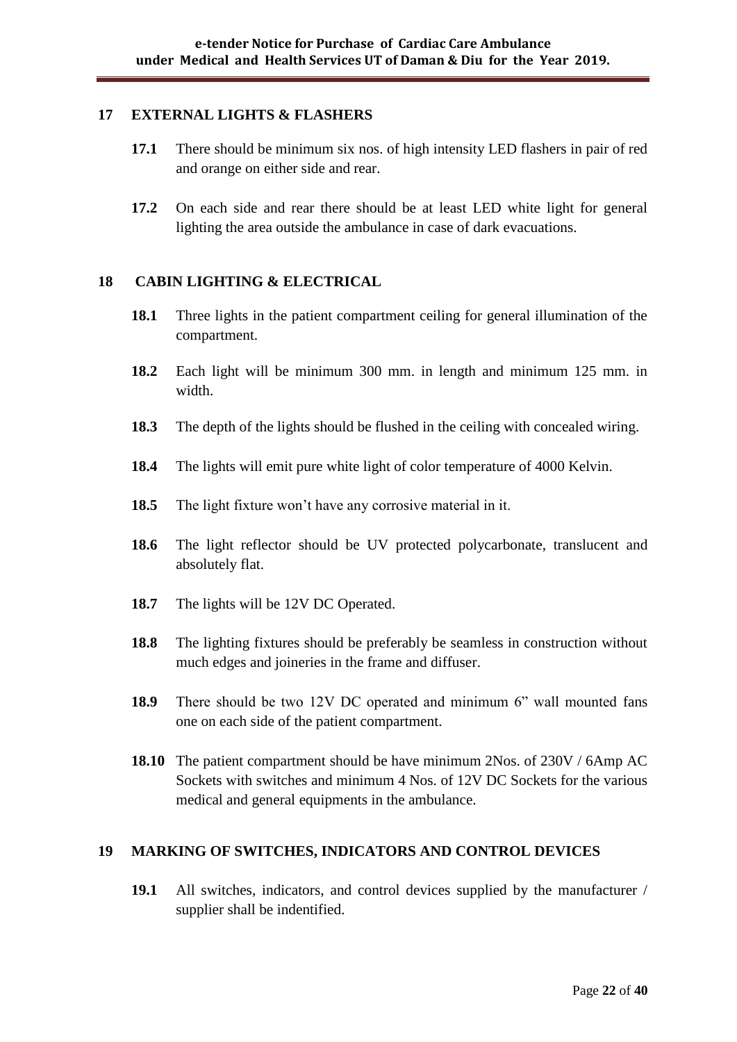## 17 EXTERNAL LIGHTS & FLASHERS

**17.1** There should be minimum six nos. of high intensity LED flashers in pair of red and orange on either side and rear.

**17.2** On each side and rear there should be at least LED white light for general lighting the area outside the ambulance in case of dark evacuations.

## 18 CABIN LIGHTING & ELECTRICAL

**18.1** Three lights in the patient compartment ceiling for general illumination of the compartment.

**18.2** Each light will be minimum 300 mm. in length and minimum 125 mm. in width.

**18.3** The depth of the lights should be flushed in the ceiling with concealed wiring.

**18.4** The lights will emit pure white light of color temperature of 4000 Kelvin.

**18.5** The light fixture won't have any corrosive material in it.

**18.6** The light reflector should be UV protected polycarbonate, translucent and absolutely flat.

**18.7** The lights will be 12V DC Operated.

**18.8** The lighting fixtures should be preferably be seamless in construction without much edges and joineries in the frame and diffuser.

**18.9** There should be two 12V DC operated and minimum 6" wall mounted fans one on each side of the patient compartment.

**18.10** The patient compartment should be have minimum 2Nos. of 230V / 6Amp AC Sockets with switches and minimum 4 Nos. of 12V DC Sockets for the various medical and general equipments in the ambulance.

## 19 MARKING OF SWITCHES, INDICATORS AND CONTROL DEVICES

**19.1** All switches, indicators, and control devices supplied by the manufacturer / supplier shall be indentified.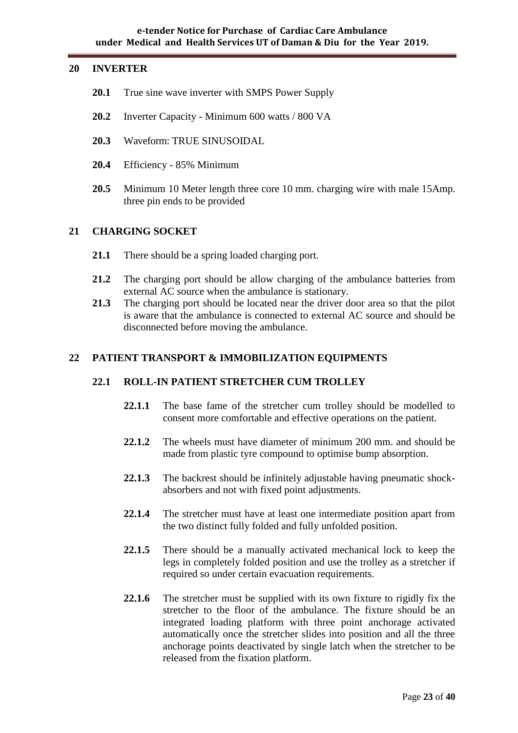## 20 INVERTER

**20.1** True sine wave inverter with SMPS Power Supply

**20.2** Inverter Capacity - Minimum 600 watts / 800 VA

**20.3** Waveform: TRUE SINUSOIDAL

**20.4** Efficiency - 85% Minimum

**20.5** Minimum 10 Meter length three core 10 mm. charging wire with male 15Amp. three pin ends to be provided

## 21 CHARGING SOCKET

**21.1** There should be a spring loaded charging port.

**21.2** The charging port should be allow charging of the ambulance batteries from external AC source when the ambulance is stationary.

**21.3** The charging port should be located near the driver door area so that the pilot is aware that the ambulance is connected to external AC source and should be disconnected before moving the ambulance.

## 22 PATIENT TRANSPORT & IMMOBILIZATION EQUIPMENTS

### 22.1 ROLL-IN PATIENT STRETCHER CUM TROLLEY

**22.1.1** The base fame of the stretcher cum trolley should be modelled to consent more comfortable and effective operations on the patient.

**22.1.2** The wheels must have diameter of minimum 200 mm. and should be made from plastic tyre compound to optimise bump absorption.

**22.1.3** The backrest should be infinitely adjustable having pneumatic shock-absorbers and not with fixed point adjustments.

**22.1.4** The stretcher must have at least one intermediate position apart from the two distinct fully folded and fully unfolded position.

**22.1.5** There should be a manually activated mechanical lock to keep the legs in completely folded position and use the trolley as a stretcher if required so under certain evacuation requirements.

**22.1.6** The stretcher must be supplied with its own fixture to rigidly fix the stretcher to the floor of the ambulance. The fixture should be an integrated loading platform with three point anchorage activated automatically once the stretcher slides into position and all the three anchorage points deactivated by single latch when the stretcher to be released from the fixation platform.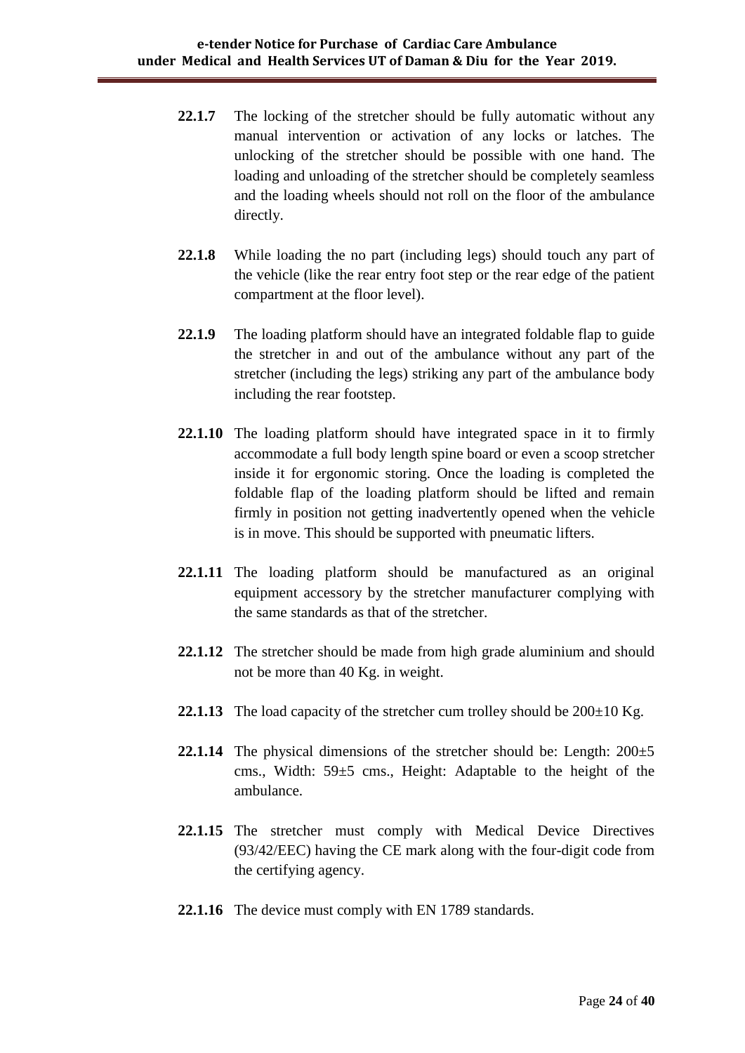**22.1.7** The locking of the stretcher should be fully automatic without any manual intervention or activation of any locks or latches. The unlocking of the stretcher should be possible with one hand. The loading and unloading of the stretcher should be completely seamless and the loading wheels should not roll on the floor of the ambulance directly.

**22.1.8** While loading the no part (including legs) should touch any part of the vehicle (like the rear entry foot step or the rear edge of the patient compartment at the floor level).

**22.1.9** The loading platform should have an integrated foldable flap to guide the stretcher in and out of the ambulance without any part of the stretcher (including the legs) striking any part of the ambulance body including the rear footstep.

**22.1.10** The loading platform should have integrated space in it to firmly accommodate a full body length spine board or even a scoop stretcher inside it for ergonomic storing. Once the loading is completed the foldable flap of the loading platform should be lifted and remain firmly in position not getting inadvertently opened when the vehicle is in move. This should be supported with pneumatic lifters.

**22.1.11** The loading platform should be manufactured as an original equipment accessory by the stretcher manufacturer complying with the same standards as that of the stretcher.

**22.1.12** The stretcher should be made from high grade aluminium and should not be more than 40 Kg. in weight.

**22.1.13** The load capacity of the stretcher cum trolley should be 200±10 Kg.

**22.1.14** The physical dimensions of the stretcher should be: Length: 200±5 cms., Width: 59±5 cms., Height: Adaptable to the height of the ambulance.

**22.1.15** The stretcher must comply with Medical Device Directives (93/42/EEC) having the CE mark along with the four-digit code from the certifying agency.

**22.1.16** The device must comply with EN 1789 standards.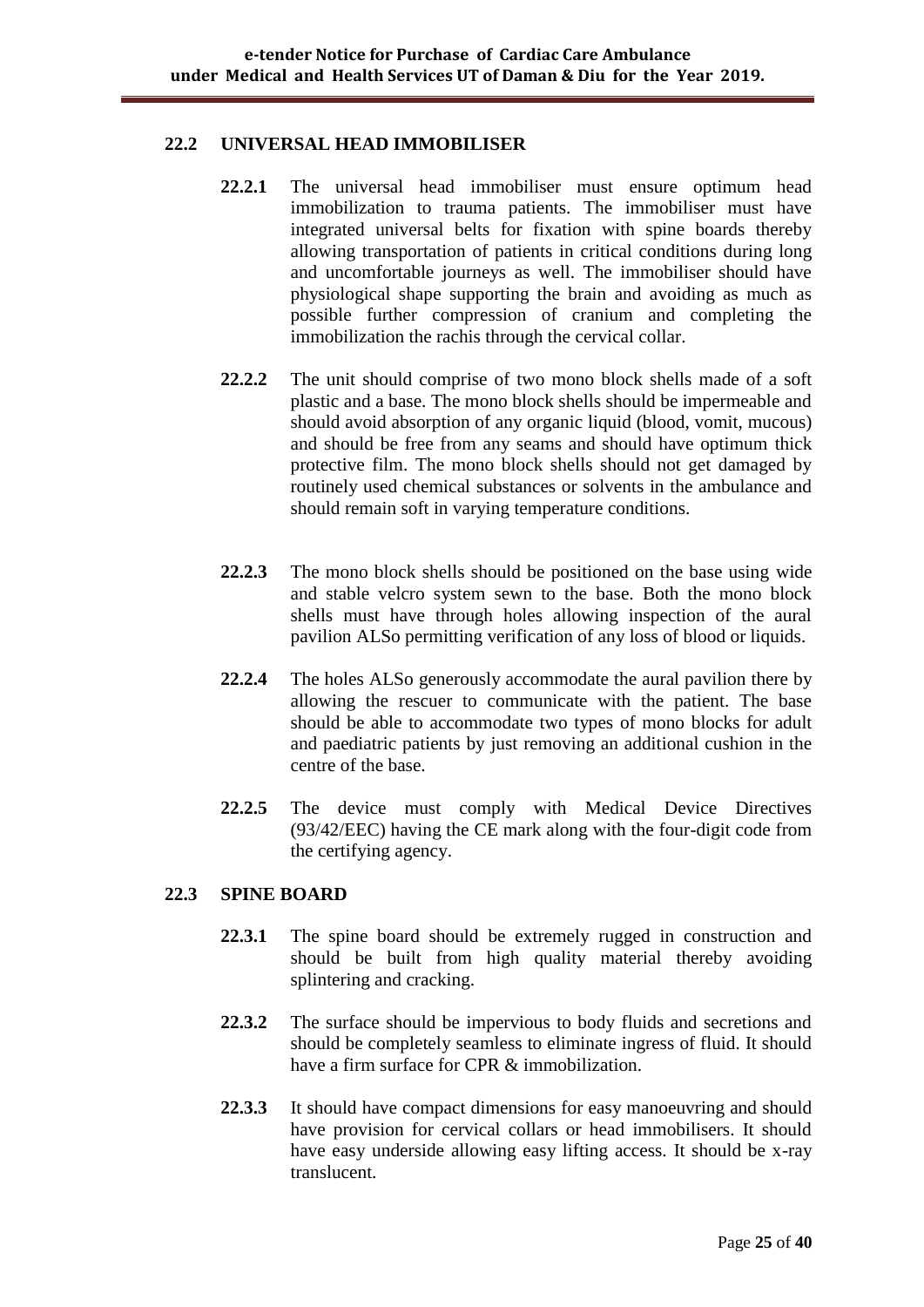### 22.2 UNIVERSAL HEAD IMMOBILISER

**22.2.1** The universal head immobiliser must ensure optimum head immobilization to trauma patients. The immobiliser must have integrated universal belts for fixation with spine boards thereby allowing transportation of patients in critical conditions during long and uncomfortable journeys as well. The immobiliser should have physiological shape supporting the brain and avoiding as much as possible further compression of cranium and completing the immobilization the rachis through the cervical collar.

**22.2.2** The unit should comprise of two mono block shells made of a soft plastic and a base. The mono block shells should be impermeable and should avoid absorption of any organic liquid (blood, vomit, mucous) and should be free from any seams and should have optimum thick protective film. The mono block shells should not get damaged by routinely used chemical substances or solvents in the ambulance and should remain soft in varying temperature conditions.

**22.2.3** The mono block shells should be positioned on the base using wide and stable velcro system sewn to the base. Both the mono block shells must have through holes allowing inspection of the aural pavilion ALSo permitting verification of any loss of blood or liquids.

**22.2.4** The holes ALSo generously accommodate the aural pavilion there by allowing the rescuer to communicate with the patient. The base should be able to accommodate two types of mono blocks for adult and paediatric patients by just removing an additional cushion in the centre of the base.

**22.2.5** The device must comply with Medical Device Directives (93/42/EEC) having the CE mark along with the four-digit code from the certifying agency.

### 22.3 SPINE BOARD

**22.3.1** The spine board should be extremely rugged in construction and should be built from high quality material thereby avoiding splintering and cracking.

**22.3.2** The surface should be impervious to body fluids and secretions and should be completely seamless to eliminate ingress of fluid. It should have a firm surface for CPR & immobilization.

**22.3.3** It should have compact dimensions for easy manoeuvring and should have provision for cervical collars or head immobilisers. It should have easy underside allowing easy lifting access. It should be x-ray translucent.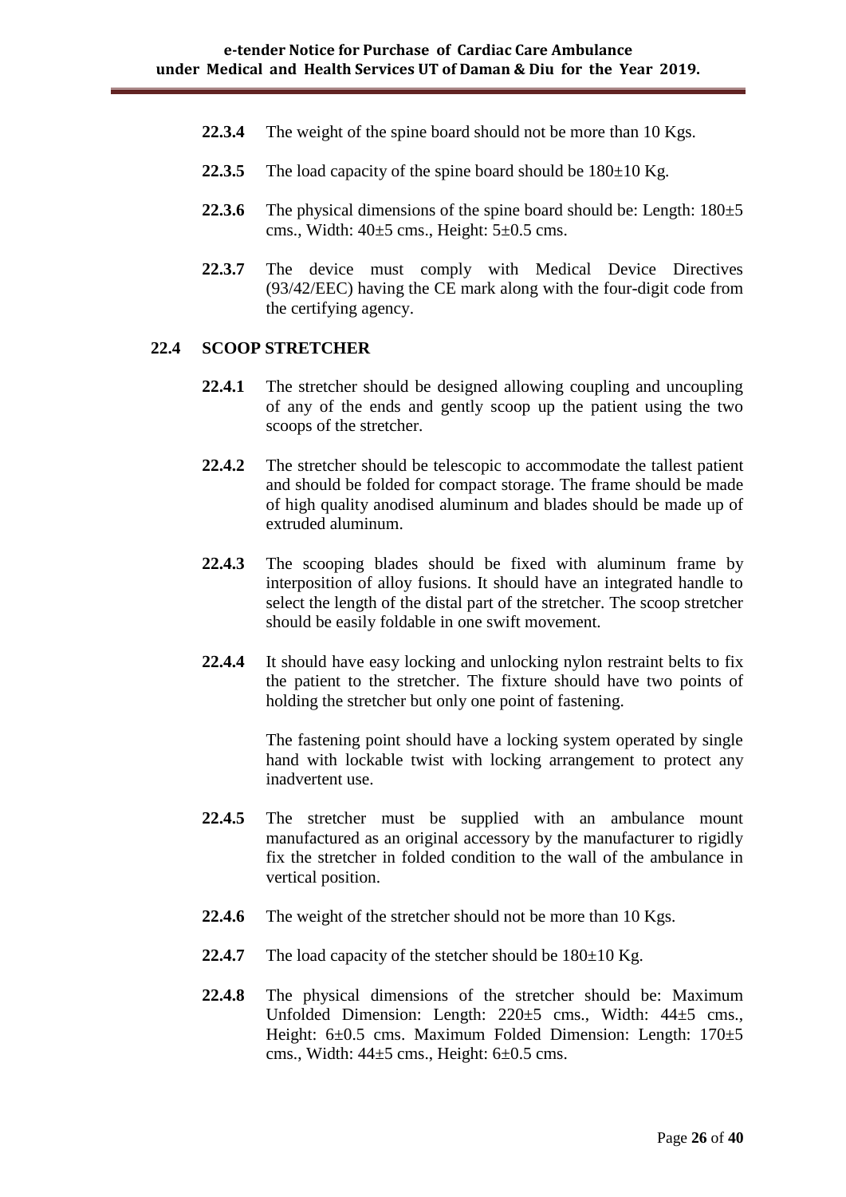**22.3.4** The weight of the spine board should not be more than 10 Kgs.

**22.3.5** The load capacity of the spine board should be 180±10 Kg.

**22.3.6** The physical dimensions of the spine board should be: Length: 180±5 cms., Width: 40±5 cms., Height: 5±0.5 cms.

**22.3.7** The device must comply with Medical Device Directives (93/42/EEC) having the CE mark along with the four-digit code from the certifying agency.

## 22.4 SCOOP STRETCHER

**22.4.1** The stretcher should be designed allowing coupling and uncoupling of any of the ends and gently scoop up the patient using the two scoops of the stretcher.

**22.4.2** The stretcher should be telescopic to accommodate the tallest patient and should be folded for compact storage. The frame should be made of high quality anodised aluminum and blades should be made up of extruded aluminum.

**22.4.3** The scooping blades should be fixed with aluminum frame by interposition of alloy fusions. It should have an integrated handle to select the length of the distal part of the stretcher. The scoop stretcher should be easily foldable in one swift movement.

**22.4.4** It should have easy locking and unlocking nylon restraint belts to fix the patient to the stretcher. The fixture should have two points of holding the stretcher but only one point of fastening.

The fastening point should have a locking system operated by single hand with lockable twist with locking arrangement to protect any inadvertent use.

**22.4.5** The stretcher must be supplied with an ambulance mount manufactured as an original accessory by the manufacturer to rigidly fix the stretcher in folded condition to the wall of the ambulance in vertical position.

**22.4.6** The weight of the stretcher should not be more than 10 Kgs.

**22.4.7** The load capacity of the stetcher should be 180±10 Kg.

**22.4.8** The physical dimensions of the stretcher should be: Maximum Unfolded Dimension: Length: 220±5 cms., Width: 44±5 cms., Height: 6±0.5 cms. Maximum Folded Dimension: Length: 170±5 cms., Width: 44±5 cms., Height: 6±0.5 cms.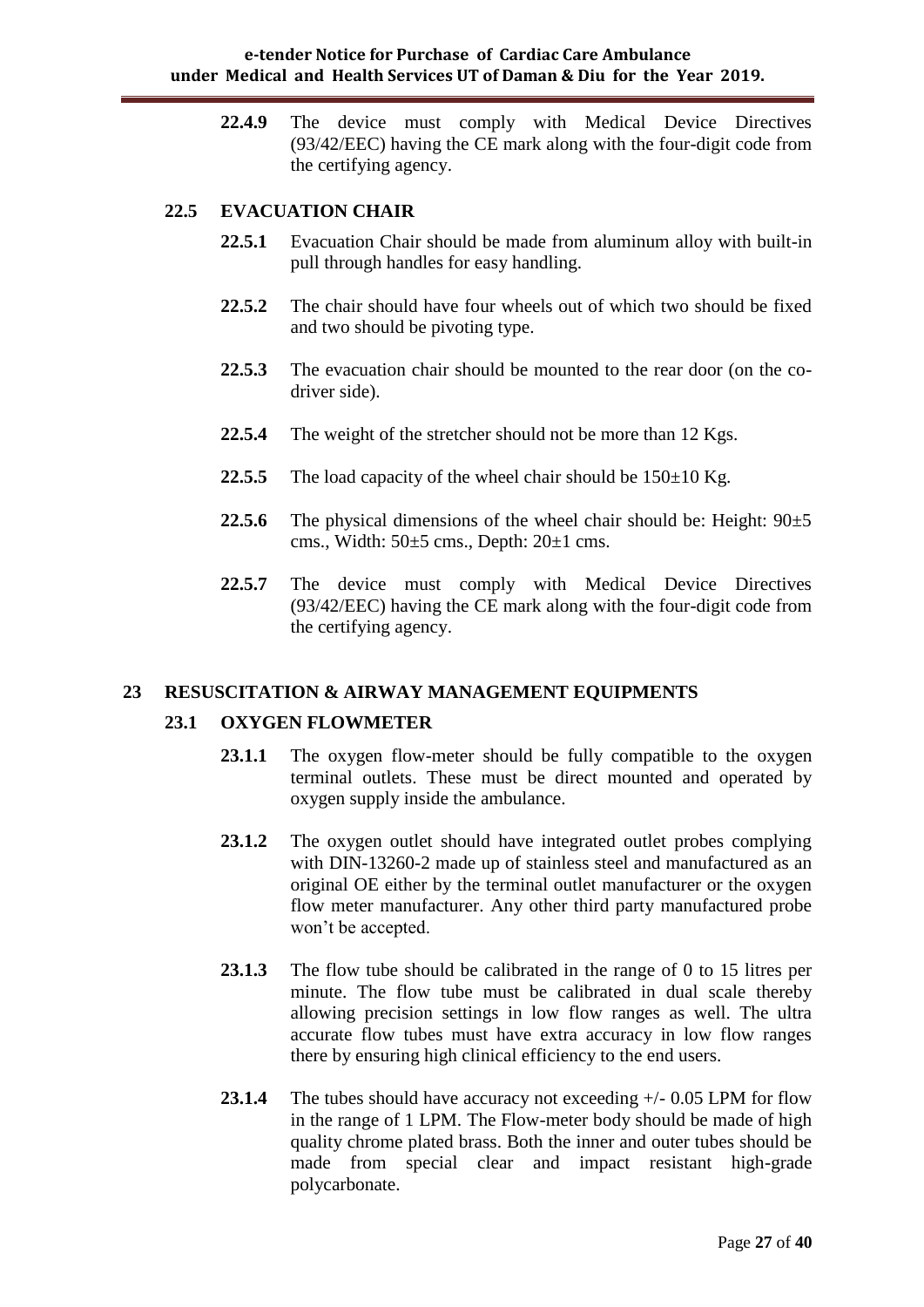**22.4.9** The device must comply with Medical Device Directives (93/42/EEC) having the CE mark along with the four-digit code from the certifying agency.

### 22.5 EVACUATION CHAIR

**22.5.1** Evacuation Chair should be made from aluminum alloy with built-in pull through handles for easy handling.

**22.5.2** The chair should have four wheels out of which two should be fixed and two should be pivoting type.

**22.5.3** The evacuation chair should be mounted to the rear door (on the co-driver side).

**22.5.4** The weight of the stretcher should not be more than 12 Kgs.

**22.5.5** The load capacity of the wheel chair should be 150±10 Kg.

**22.5.6** The physical dimensions of the wheel chair should be: Height: 90±5 cms., Width: 50±5 cms., Depth: 20±1 cms.

**22.5.7** The device must comply with Medical Device Directives (93/42/EEC) having the CE mark along with the four-digit code from the certifying agency.

## 23 RESUSCITATION & AIRWAY MANAGEMENT EQUIPMENTS

### 23.1 OXYGEN FLOWMETER

**23.1.1** The oxygen flow-meter should be fully compatible to the oxygen terminal outlets. These must be direct mounted and operated by oxygen supply inside the ambulance.

**23.1.2** The oxygen outlet should have integrated outlet probes complying with DIN-13260-2 made up of stainless steel and manufactured as an original OE either by the terminal outlet manufacturer or the oxygen flow meter manufacturer. Any other third party manufactured probe won't be accepted.

**23.1.3** The flow tube should be calibrated in the range of 0 to 15 litres per minute. The flow tube must be calibrated in dual scale thereby allowing precision settings in low flow ranges as well. The ultra accurate flow tubes must have extra accuracy in low flow ranges there by ensuring high clinical efficiency to the end users.

**23.1.4** The tubes should have accuracy not exceeding +/- 0.05 LPM for flow in the range of 1 LPM. The Flow-meter body should be made of high quality chrome plated brass. Both the inner and outer tubes should be made from special clear and impact resistant high-grade polycarbonate.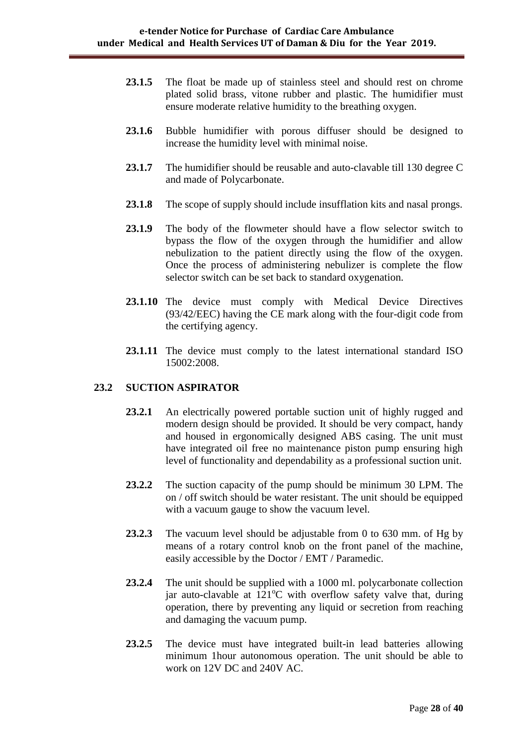**23.1.5** The float be made up of stainless steel and should rest on chrome plated solid brass, vitone rubber and plastic. The humidifier must ensure moderate relative humidity to the breathing oxygen.

**23.1.6** Bubble humidifier with porous diffuser should be designed to increase the humidity level with minimal noise.

**23.1.7** The humidifier should be reusable and auto-clavable till 130 degree C and made of Polycarbonate.

**23.1.8** The scope of supply should include insufflation kits and nasal prongs.

**23.1.9** The body of the flowmeter should have a flow selector switch to bypass the flow of the oxygen through the humidifier and allow nebulization to the patient directly using the flow of the oxygen. Once the process of administering nebulizer is complete the flow selector switch can be set back to standard oxygenation.

**23.1.10** The device must comply with Medical Device Directives (93/42/EEC) having the CE mark along with the four-digit code from the certifying agency.

**23.1.11** The device must comply to the latest international standard ISO 15002:2008.

## 23.2 SUCTION ASPIRATOR

**23.2.1** An electrically powered portable suction unit of highly rugged and modern design should be provided. It should be very compact, handy and housed in ergonomically designed ABS casing. The unit must have integrated oil free no maintenance piston pump ensuring high level of functionality and dependability as a professional suction unit.

**23.2.2** The suction capacity of the pump should be minimum 30 LPM. The on / off switch should be water resistant. The unit should be equipped with a vacuum gauge to show the vacuum level.

**23.2.3** The vacuum level should be adjustable from 0 to 630 mm. of Hg by means of a rotary control knob on the front panel of the machine, easily accessible by the Doctor / EMT / Paramedic.

**23.2.4** The unit should be supplied with a 1000 ml. polycarbonate collection jar auto-clavable at $121^{o}$C with overflow safety valve that, during operation, there by preventing any liquid or secretion from reaching and damaging the vacuum pump.

**23.2.5** The device must have integrated built-in lead batteries allowing minimum 1hour autonomous operation. The unit should be able to work on 12V DC and 240V AC.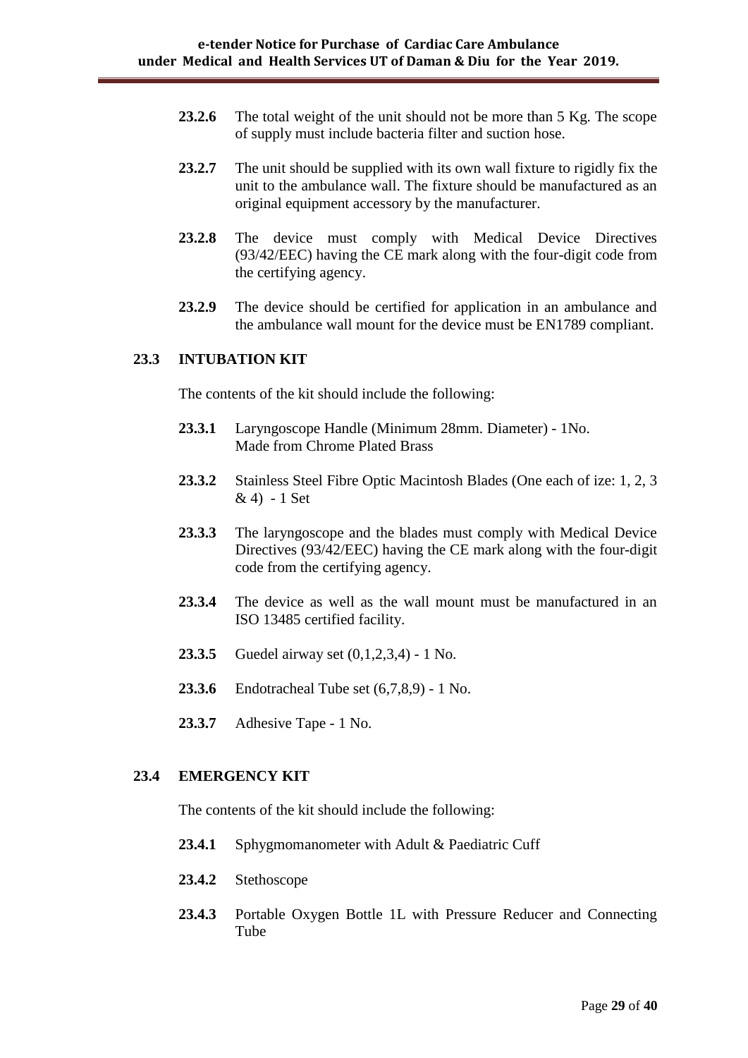**23.2.6** The total weight of the unit should not be more than 5 Kg. The scope of supply must include bacteria filter and suction hose.

**23.2.7** The unit should be supplied with its own wall fixture to rigidly fix the unit to the ambulance wall. The fixture should be manufactured as an original equipment accessory by the manufacturer.

**23.2.8** The device must comply with Medical Device Directives (93/42/EEC) having the CE mark along with the four-digit code from the certifying agency.

**23.2.9** The device should be certified for application in an ambulance and the ambulance wall mount for the device must be EN1789 compliant.

### 23.3 INTUBATION KIT

The contents of the kit should include the following:

**23.3.1** Laryngoscope Handle (Minimum 28mm. Diameter) - 1No.
Made from Chrome Plated Brass

**23.3.2** Stainless Steel Fibre Optic Macintosh Blades (One each of ize: 1, 2, 3 & 4) - 1 Set

**23.3.3** The laryngoscope and the blades must comply with Medical Device Directives (93/42/EEC) having the CE mark along with the four-digit code from the certifying agency.

**23.3.4** The device as well as the wall mount must be manufactured in an ISO 13485 certified facility.

**23.3.5** Guedel airway set (0,1,2,3,4) - 1 No.

**23.3.6** Endotracheal Tube set (6,7,8,9) - 1 No.

**23.3.7** Adhesive Tape - 1 No.

### 23.4 EMERGENCY KIT

The contents of the kit should include the following:

**23.4.1** Sphygmomanometer with Adult & Paediatric Cuff

**23.4.2** Stethoscope

**23.4.3** Portable Oxygen Bottle 1L with Pressure Reducer and Connecting Tube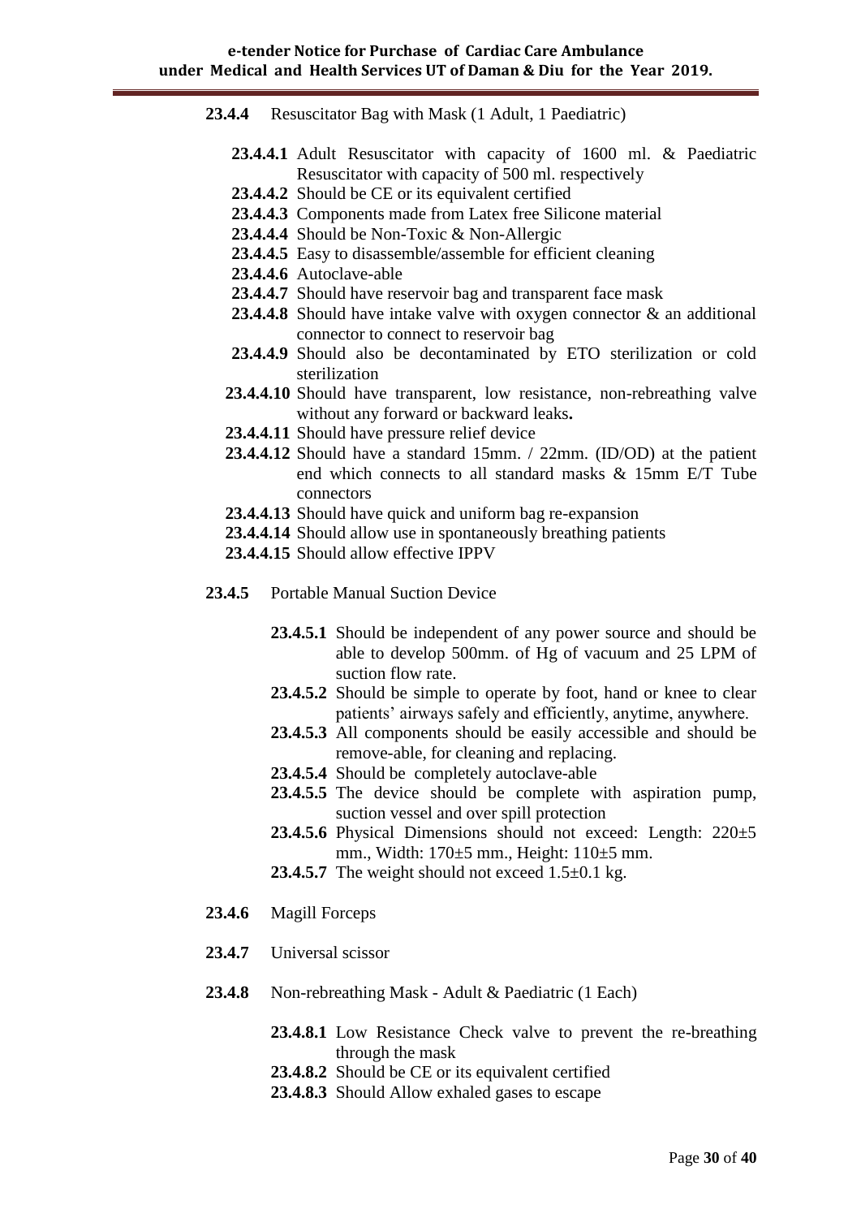**23.4.4** Resuscitator Bag with Mask (1 Adult, 1 Paediatric)

- **23.4.4.1** Adult Resuscitator with capacity of 1600 ml. & Paediatric Resuscitator with capacity of 500 ml. respectively
- **23.4.4.2** Should be CE or its equivalent certified
- **23.4.4.3** Components made from Latex free Silicone material
- **23.4.4.4** Should be Non-Toxic & Non-Allergic
- **23.4.4.5** Easy to disassemble/assemble for efficient cleaning
- **23.4.4.6** Autoclave-able
- **23.4.4.7** Should have reservoir bag and transparent face mask
- **23.4.4.8** Should have intake valve with oxygen connector & an additional connector to connect to reservoir bag
- **23.4.4.9** Should also be decontaminated by ETO sterilization or cold sterilization
- **23.4.4.10** Should have transparent, low resistance, non-rebreathing valve without any forward or backward leaks**.**
- **23.4.4.11** Should have pressure relief device
- **23.4.4.12** Should have a standard 15mm. / 22mm. (ID/OD) at the patient end which connects to all standard masks & 15mm E/T Tube connectors
- **23.4.4.13** Should have quick and uniform bag re-expansion
- **23.4.4.14** Should allow use in spontaneously breathing patients
- **23.4.4.15** Should allow effective IPPV

**23.4.5** Portable Manual Suction Device

- **23.4.5.1** Should be independent of any power source and should be able to develop 500mm. of Hg of vacuum and 25 LPM of suction flow rate.
- **23.4.5.2** Should be simple to operate by foot, hand or knee to clear patients' airways safely and efficiently, anytime, anywhere.
- **23.4.5.3** All components should be easily accessible and should be remove-able, for cleaning and replacing.
- **23.4.5.4** Should be completely autoclave-able
- **23.4.5.5** The device should be complete with aspiration pump, suction vessel and over spill protection
- **23.4.5.6** Physical Dimensions should not exceed: Length: 220±5 mm., Width: 170±5 mm., Height: 110±5 mm.
- **23.4.5.7** The weight should not exceed 1.5±0.1 kg.

**23.4.6** Magill Forceps

**23.4.7** Universal scissor

**23.4.8** Non-rebreathing Mask - Adult & Paediatric (1 Each)

- **23.4.8.1** Low Resistance Check valve to prevent the re-breathing through the mask
- **23.4.8.2** Should be CE or its equivalent certified
- **23.4.8.3** Should Allow exhaled gases to escape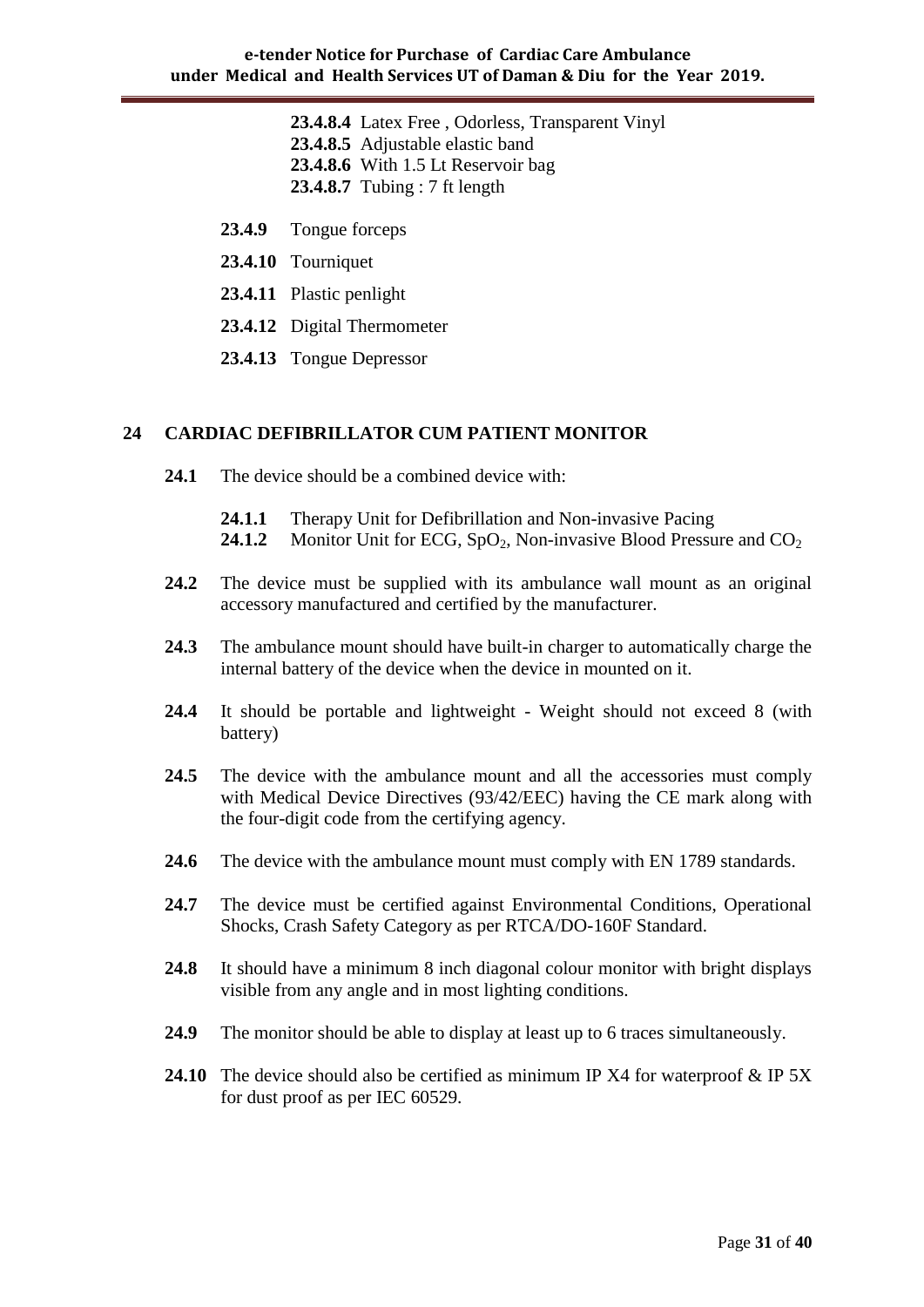**23.4.8.4** Latex Free , Odorless, Transparent Vinyl
**23.4.8.5** Adjustable elastic band
**23.4.8.6** With 1.5 Lt Reservoir bag
**23.4.8.7** Tubing : 7 ft length

**23.4.9** Tongue forceps

**23.4.10** Tourniquet

**23.4.11** Plastic penlight

**23.4.12** Digital Thermometer

**23.4.13** Tongue Depressor

## 24 CARDIAC DEFIBRILLATOR CUM PATIENT MONITOR

**24.1** The device should be a combined device with:

**24.1.1** Therapy Unit for Defibrillation and Non-invasive Pacing
**24.1.2** Monitor Unit for ECG, $SpO_2$, Non-invasive Blood Pressure and $CO_2$

**24.2** The device must be supplied with its ambulance wall mount as an original accessory manufactured and certified by the manufacturer.

**24.3** The ambulance mount should have built-in charger to automatically charge the internal battery of the device when the device in mounted on it.

**24.4** It should be portable and lightweight - Weight should not exceed 8 (with battery)

**24.5** The device with the ambulance mount and all the accessories must comply with Medical Device Directives (93/42/EEC) having the CE mark along with the four-digit code from the certifying agency.

**24.6** The device with the ambulance mount must comply with EN 1789 standards.

**24.7** The device must be certified against Environmental Conditions, Operational Shocks, Crash Safety Category as per RTCA/DO-160F Standard.

**24.8** It should have a minimum 8 inch diagonal colour monitor with bright displays visible from any angle and in most lighting conditions.

**24.9** The monitor should be able to display at least up to 6 traces simultaneously.

**24.10** The device should also be certified as minimum IP X4 for waterproof & IP 5X for dust proof as per IEC 60529.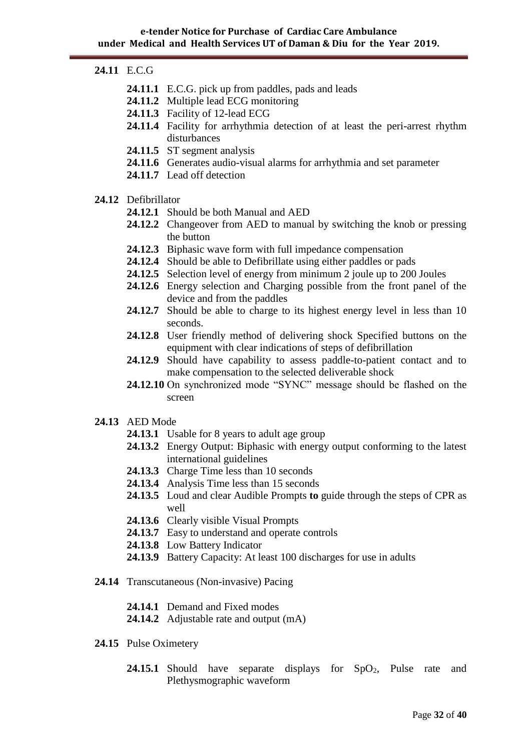**24.11** E.C.G

- **24.11.1** E.C.G. pick up from paddles, pads and leads
- **24.11.2** Multiple lead ECG monitoring
- **24.11.3** Facility of 12-lead ECG
- **24.11.4** Facility for arrhythmia detection of at least the peri-arrest rhythm disturbances
- **24.11.5** ST segment analysis
- **24.11.6** Generates audio-visual alarms for arrhythmia and set parameter
- **24.11.7** Lead off detection

**24.12** Defibrillator

- **24.12.1** Should be both Manual and AED
- **24.12.2** Changeover from AED to manual by switching the knob or pressing the button
- **24.12.3** Biphasic wave form with full impedance compensation
- **24.12.4** Should be able to Defibrillate using either paddles or pads
- **24.12.5** Selection level of energy from minimum 2 joule up to 200 Joules
- **24.12.6** Energy selection and Charging possible from the front panel of the device and from the paddles
- **24.12.7** Should be able to charge to its highest energy level in less than 10 seconds.
- **24.12.8** User friendly method of delivering shock Specified buttons on the equipment with clear indications of steps of defibrillation
- **24.12.9** Should have capability to assess paddle-to-patient contact and to make compensation to the selected deliverable shock
- **24.12.10** On synchronized mode "SYNC" message should be flashed on the screen

**24.13** AED Mode

- **24.13.1** Usable for 8 years to adult age group
- **24.13.2** Energy Output: Biphasic with energy output conforming to the latest international guidelines
- **24.13.3** Charge Time less than 10 seconds
- **24.13.4** Analysis Time less than 15 seconds
- **24.13.5** Loud and clear Audible Prompts **to** guide through the steps of CPR as well
- **24.13.6** Clearly visible Visual Prompts
- **24.13.7** Easy to understand and operate controls
- **24.13.8** Low Battery Indicator
- **24.13.9** Battery Capacity: At least 100 discharges for use in adults

**24.14** Transcutaneous (Non-invasive) Pacing

- **24.14.1** Demand and Fixed modes
- **24.14.2** Adjustable rate and output (mA)

**24.15** Pulse Oximetery

- **24.15.1** Should have separate displays for $SpO_2$, Pulse rate and Plethysmographic waveform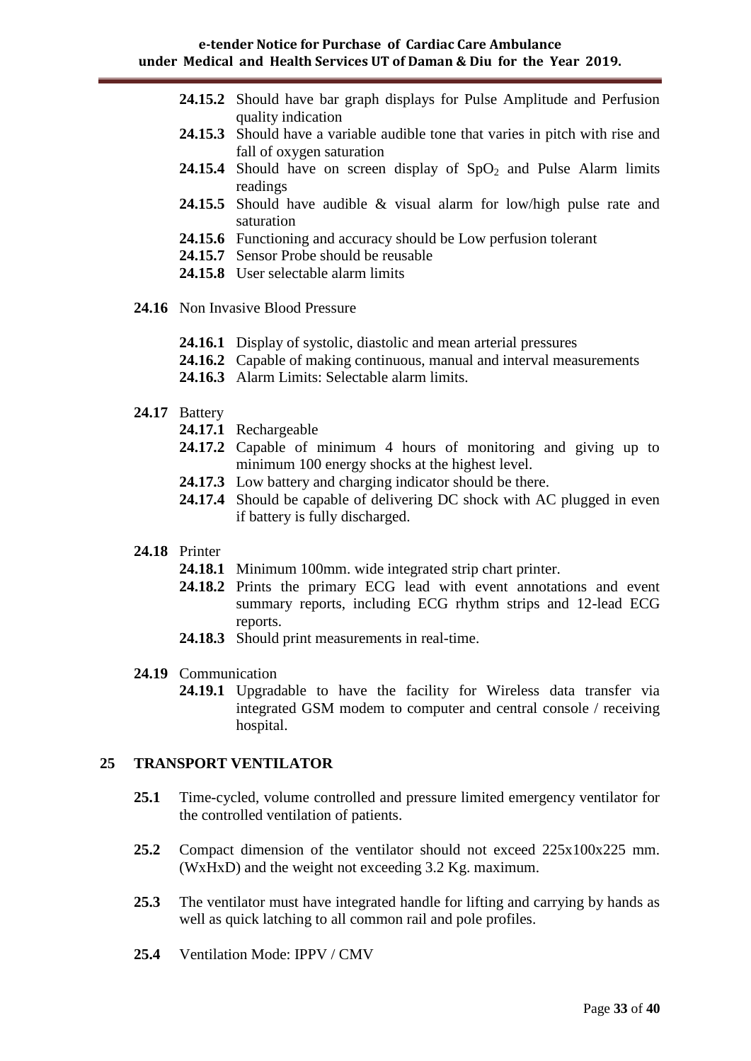- **24.15.2** Should have bar graph displays for Pulse Amplitude and Perfusion quality indication
- **24.15.3** Should have a variable audible tone that varies in pitch with rise and fall of oxygen saturation
- **24.15.4** Should have on screen display of $SpO_2$ and Pulse Alarm limits readings
- **24.15.5** Should have audible & visual alarm for low/high pulse rate and saturation
- **24.15.6** Functioning and accuracy should be Low perfusion tolerant
- **24.15.7** Sensor Probe should be reusable
- **24.15.8** User selectable alarm limits

**24.16** Non Invasive Blood Pressure

- **24.16.1** Display of systolic, diastolic and mean arterial pressures
- **24.16.2** Capable of making continuous, manual and interval measurements
- **24.16.3** Alarm Limits: Selectable alarm limits.

**24.17** Battery

- **24.17.1** Rechargeable
- **24.17.2** Capable of minimum 4 hours of monitoring and giving up to minimum 100 energy shocks at the highest level.
- **24.17.3** Low battery and charging indicator should be there.
- **24.17.4** Should be capable of delivering DC shock with AC plugged in even if battery is fully discharged.

**24.18** Printer

- **24.18.1** Minimum 100mm. wide integrated strip chart printer.
- **24.18.2** Prints the primary ECG lead with event annotations and event summary reports, including ECG rhythm strips and 12-lead ECG reports.
- **24.18.3** Should print measurements in real-time.

**24.19** Communication

- **24.19.1** Upgradable to have the facility for Wireless data transfer via integrated GSM modem to computer and central console / receiving hospital.

## 25 TRANSPORT VENTILATOR

**25.1** Time-cycled, volume controlled and pressure limited emergency ventilator for the controlled ventilation of patients.

**25.2** Compact dimension of the ventilator should not exceed 225x100x225 mm. (WxHxD) and the weight not exceeding 3.2 Kg. maximum.

**25.3** The ventilator must have integrated handle for lifting and carrying by hands as well as quick latching to all common rail and pole profiles.

**25.4** Ventilation Mode: IPPV / CMV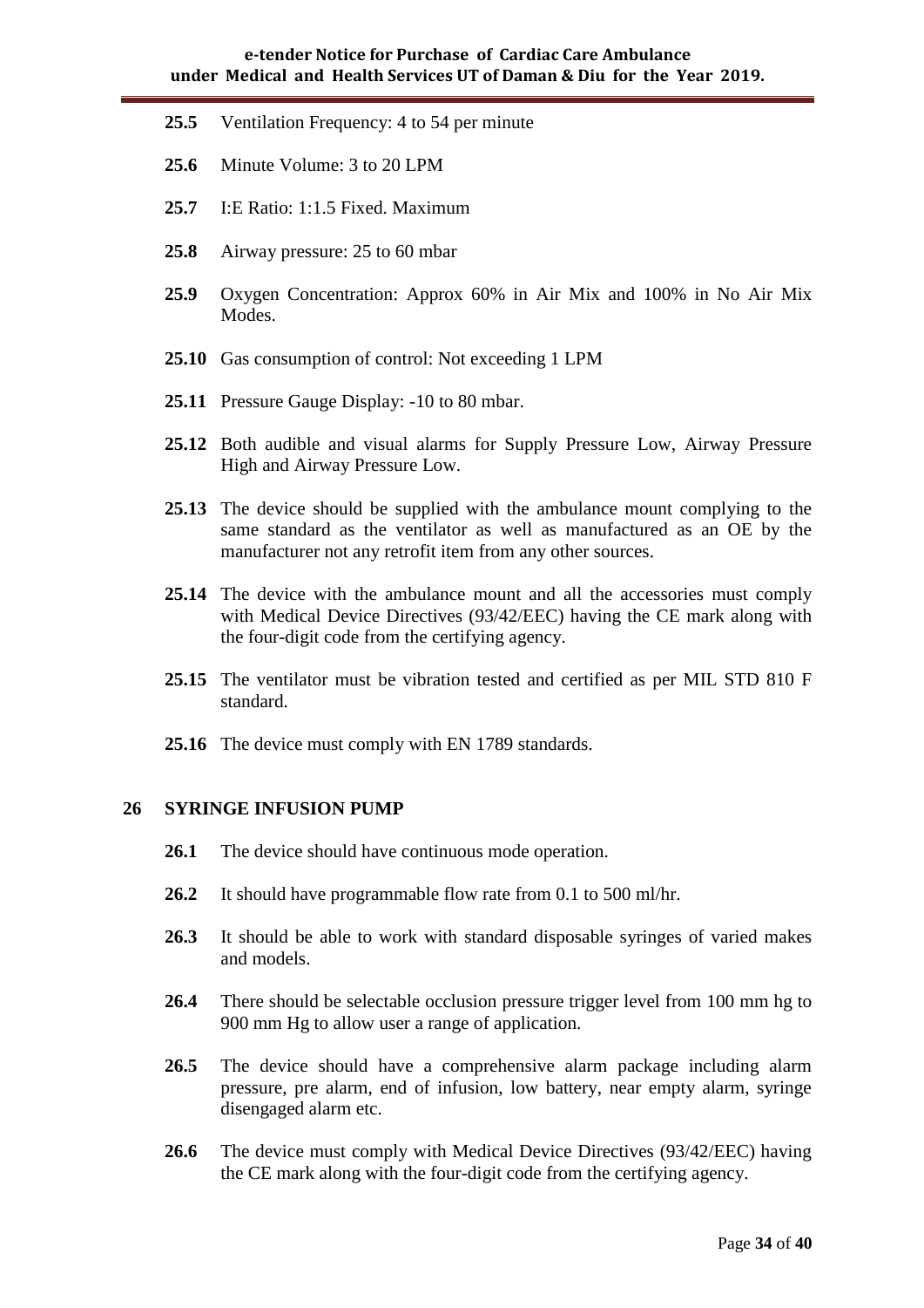**25.5** Ventilation Frequency: 4 to 54 per minute

**25.6** Minute Volume: 3 to 20 LPM

**25.7** I:E Ratio: 1:1.5 Fixed. Maximum

**25.8** Airway pressure: 25 to 60 mbar

**25.9** Oxygen Concentration: Approx 60% in Air Mix and 100% in No Air Mix Modes.

**25.10** Gas consumption of control: Not exceeding 1 LPM

**25.11** Pressure Gauge Display: -10 to 80 mbar.

**25.12** Both audible and visual alarms for Supply Pressure Low, Airway Pressure High and Airway Pressure Low.

**25.13** The device should be supplied with the ambulance mount complying to the same standard as the ventilator as well as manufactured as an OE by the manufacturer not any retrofit item from any other sources.

**25.14** The device with the ambulance mount and all the accessories must comply with Medical Device Directives (93/42/EEC) having the CE mark along with the four-digit code from the certifying agency.

**25.15** The ventilator must be vibration tested and certified as per MIL STD 810 F standard.

**25.16** The device must comply with EN 1789 standards.

## 26 SYRINGE INFUSION PUMP

**26.1** The device should have continuous mode operation.

**26.2** It should have programmable flow rate from 0.1 to 500 ml/hr.

**26.3** It should be able to work with standard disposable syringes of varied makes and models.

**26.4** There should be selectable occlusion pressure trigger level from 100 mm hg to 900 mm Hg to allow user a range of application.

**26.5** The device should have a comprehensive alarm package including alarm pressure, pre alarm, end of infusion, low battery, near empty alarm, syringe disengaged alarm etc.

**26.6** The device must comply with Medical Device Directives (93/42/EEC) having the CE mark along with the four-digit code from the certifying agency.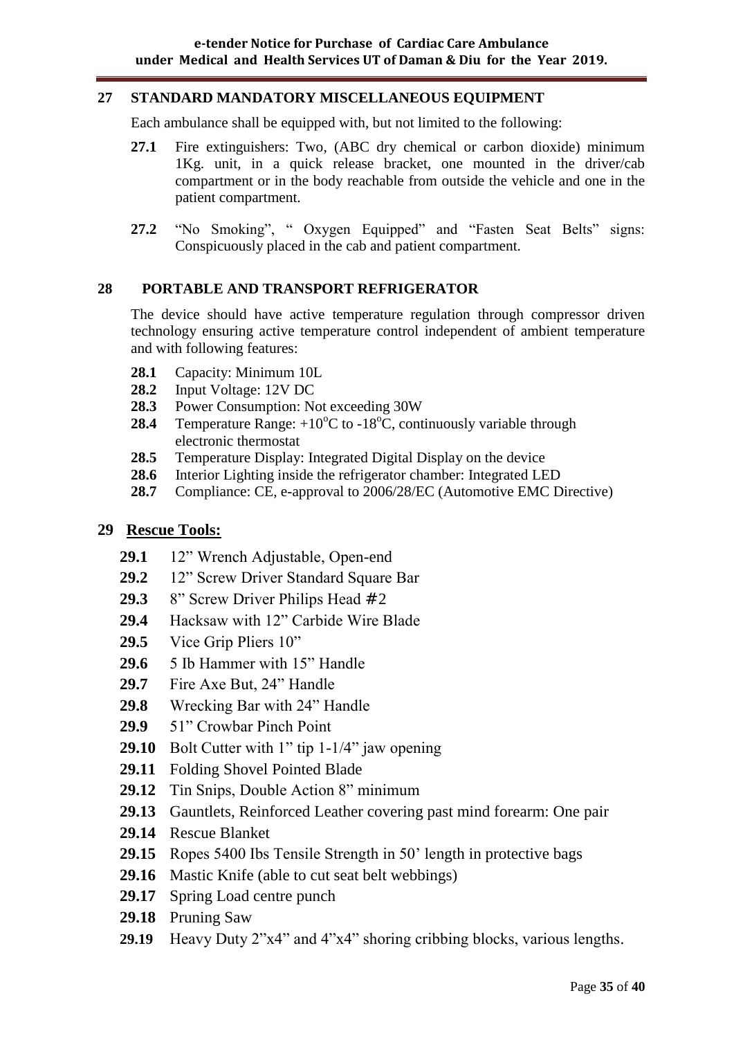## 27 STANDARD MANDATORY MISCELLANEOUS EQUIPMENT

Each ambulance shall be equipped with, but not limited to the following:

- **27.1** Fire extinguishers: Two, (ABC dry chemical or carbon dioxide) minimum 1Kg. unit, in a quick release bracket, one mounted in the driver/cab compartment or in the body reachable from outside the vehicle and one in the patient compartment.
- **27.2** "No Smoking", " Oxygen Equipped" and "Fasten Seat Belts" signs: Conspicuously placed in the cab and patient compartment.

## 28 PORTABLE AND TRANSPORT REFRIGERATOR

The device should have active temperature regulation through compressor driven technology ensuring active temperature control independent of ambient temperature and with following features:

- **28.1** Capacity: Minimum 10L
- **28.2** Input Voltage: 12V DC
- **28.3** Power Consumption: Not exceeding 30W
- **28.4** Temperature Range: $+10^{o}$C to $-18^{o}$C, continuously variable through electronic thermostat
- **28.5** Temperature Display: Integrated Digital Display on the device
- **28.6** Interior Lighting inside the refrigerator chamber: Integrated LED
- **28.7** Compliance: CE, e-approval to 2006/28/EC (Automotive EMC Directive)

## 29 Rescue Tools:

- **29.1** 12" Wrench Adjustable, Open-end
- **29.2** 12" Screw Driver Standard Square Bar
- **29.3** 8" Screw Driver Philips Head #2
- **29.4** Hacksaw with 12" Carbide Wire Blade
- **29.5** Vice Grip Pliers 10"
- **29.6** 5 Ib Hammer with 15" Handle
- **29.7** Fire Axe But, 24" Handle
- **29.8** Wrecking Bar with 24" Handle
- **29.9** 51" Crowbar Pinch Point
- **29.10** Bolt Cutter with 1" tip 1-1/4" jaw opening
- **29.11** Folding Shovel Pointed Blade
- **29.12** Tin Snips, Double Action 8" minimum
- **29.13** Gauntlets, Reinforced Leather covering past mind forearm: One pair
- **29.14** Rescue Blanket
- **29.15** Ropes 5400 Ibs Tensile Strength in 50' length in protective bags
- **29.16** Mastic Knife (able to cut seat belt webbings)
- **29.17** Spring Load centre punch
- **29.18** Pruning Saw
- **29.19** Heavy Duty 2"x4" and 4"x4" shoring cribbing blocks, various lengths.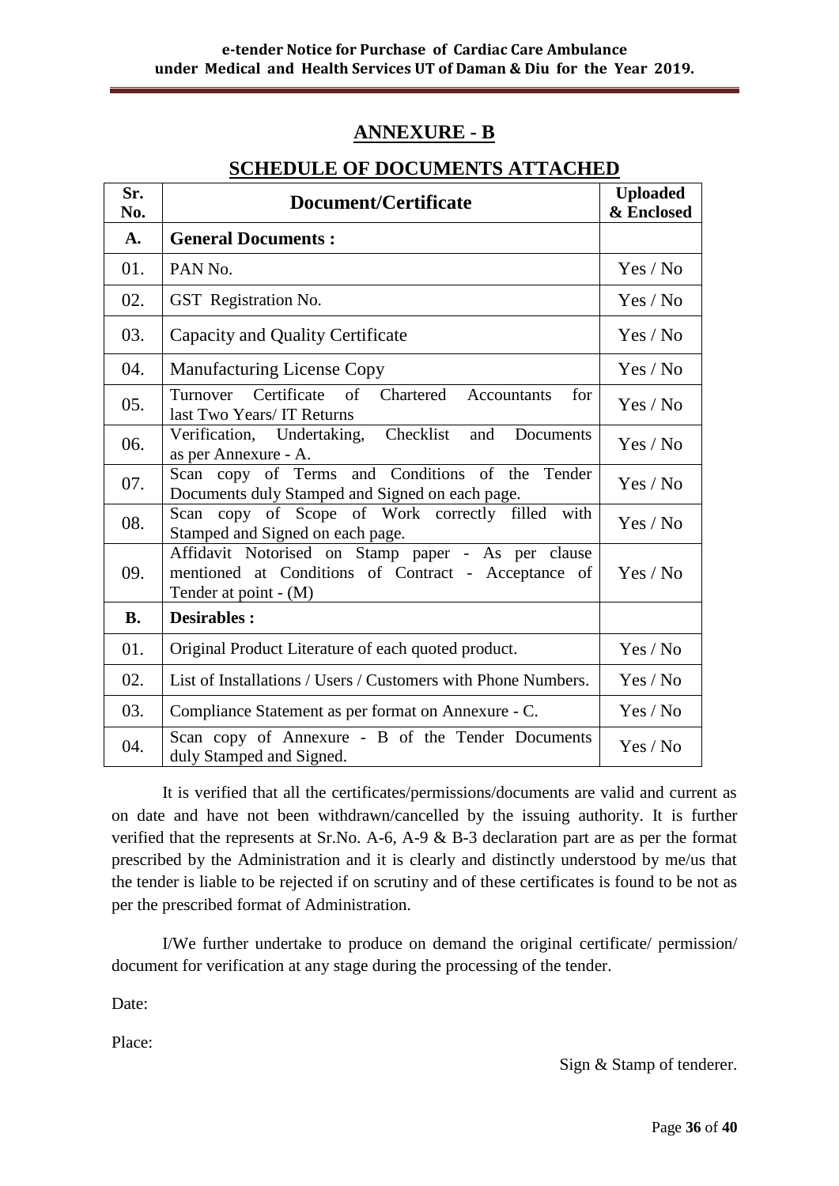## ANNEXURE - B

## SCHEDULE OF DOCUMENTS ATTACHED

| Sr. No. | Document/Certificate | Uploaded & Enclosed |
|---|---|---|
| **A.** | **General Documents :** | |
| 01. | PAN No. | Yes / No |
| 02. | GST Registration No. | Yes / No |
| 03. | Capacity and Quality Certificate | Yes / No |
| 04. | Manufacturing License Copy | Yes / No |
| 05. | Turnover Certificate of Chartered Accountants for last Two Years/ IT Returns | Yes / No |
| 06. | Verification, Undertaking, Checklist and Documents as per Annexure - A. | Yes / No |
| 07. | Scan copy of Terms and Conditions of the Tender Documents duly Stamped and Signed on each page. | Yes / No |
| 08. | Scan copy of Scope of Work correctly filled with Stamped and Signed on each page. | Yes / No |
| 09. | Affidavit Notorised on Stamp paper - As per clause mentioned at Conditions of Contract - Acceptance of Tender at point - (M) | Yes / No |
| **B.** | **Desirables :** | |
| 01. | Original Product Literature of each quoted product. | Yes / No |
| 02. | List of Installations / Users / Customers with Phone Numbers. | Yes / No |
| 03. | Compliance Statement as per format on Annexure - C. | Yes / No |
| 04. | Scan copy of Annexure - B of the Tender Documents duly Stamped and Signed. | Yes / No |

It is verified that all the certificates/permissions/documents are valid and current as on date and have not been withdrawn/cancelled by the issuing authority. It is further verified that the represents at Sr.No. A-6, A-9 & B-3 declaration part are as per the format prescribed by the Administration and it is clearly and distinctly understood by me/us that the tender is liable to be rejected if on scrutiny and of these certificates is found to be not as per the prescribed format of Administration.

I/We further undertake to produce on demand the original certificate/ permission/ document for verification at any stage during the processing of the tender.

Date:

Place:

Sign & Stamp of tenderer.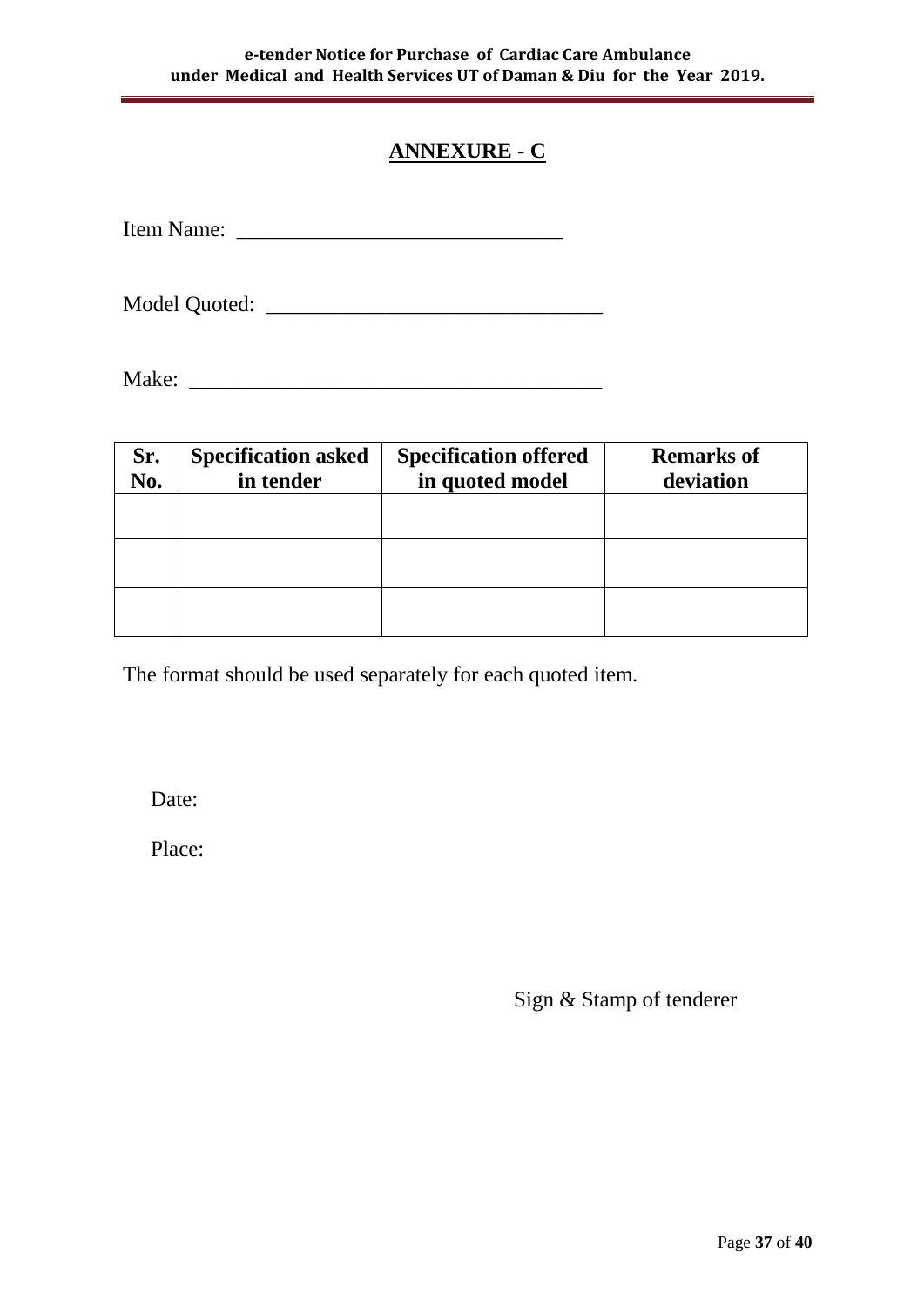# ANNEXURE - C

Item Name: ______________________________

Model Quoted: _______________________________

Make: ______________________________________

| Sr. No. | Specification asked in tender | Specification offered in quoted model | Remarks of deviation |
|---|---|---|---|
| | | | |
| | | | |
| | | | |

The format should be used separately for each quoted item.

Date:

Place:

Sign & Stamp of tenderer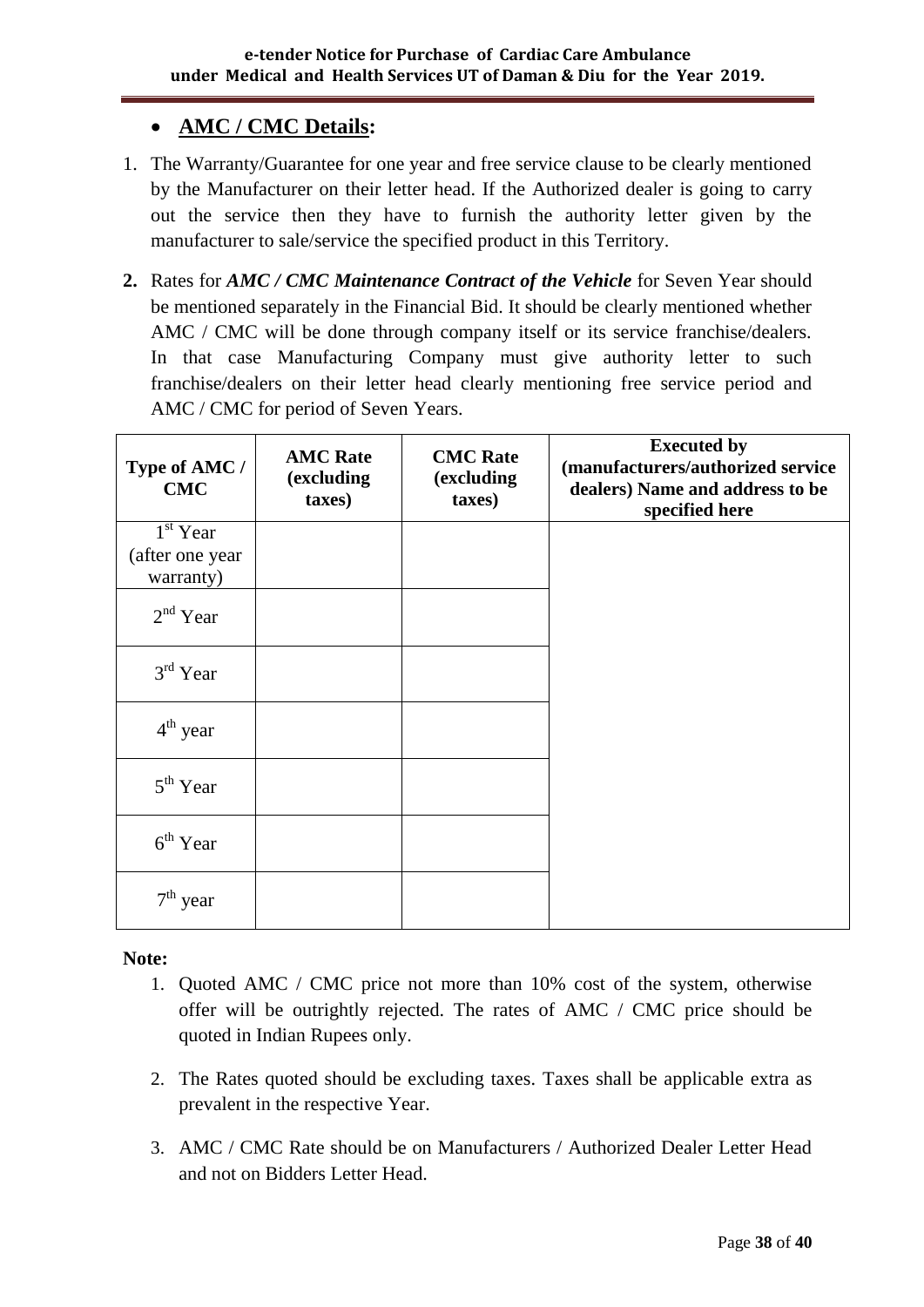- **AMC / CMC Details:**

1. The Warranty/Guarantee for one year and free service clause to be clearly mentioned by the Manufacturer on their letter head. If the Authorized dealer is going to carry out the service then they have to furnish the authority letter given by the manufacturer to sale/service the specified product in this Territory.

2. Rates for ***AMC / CMC Maintenance Contract of the Vehicle*** for Seven Year should be mentioned separately in the Financial Bid. It should be clearly mentioned whether AMC / CMC will be done through company itself or its service franchise/dealers. In that case Manufacturing Company must give authority letter to such franchise/dealers on their letter head clearly mentioning free service period and AMC / CMC for period of Seven Years.

| Type of AMC / CMC | AMC Rate (excluding taxes) | CMC Rate (excluding taxes) | Executed by (manufacturers/authorized service dealers) Name and address to be specified here |
|---|---|---|---|
| 1st Year (after one year warranty) | | | |
| 2nd Year | | | |
| 3rd Year | | | |
| 4th year | | | |
| 5th Year | | | |
| 6th Year | | | |
| 7th year | | | |

**Note:**

1. Quoted AMC / CMC price not more than 10% cost of the system, otherwise offer will be outrightly rejected. The rates of AMC / CMC price should be quoted in Indian Rupees only.

2. The Rates quoted should be excluding taxes. Taxes shall be applicable extra as prevalent in the respective Year.

3. AMC / CMC Rate should be on Manufacturers / Authorized Dealer Letter Head and not on Bidders Letter Head.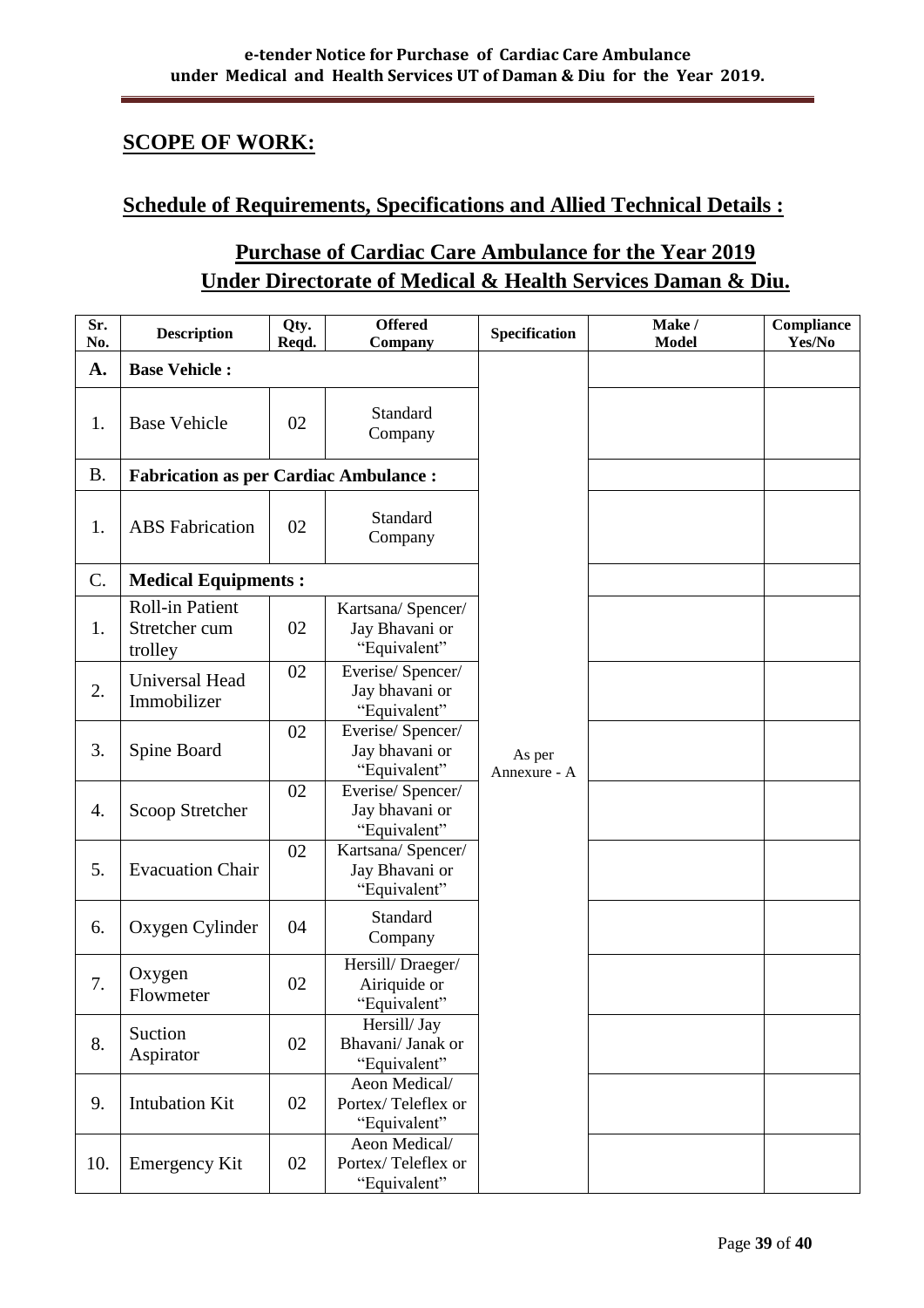## SCOPE OF WORK:

## Schedule of Requirements, Specifications and Allied Technical Details :

### Purchase of Cardiac Care Ambulance for the Year 2019 Under Directorate of Medical & Health Services Daman & Diu.

| Sr. No. | Description | Qty. Reqd. | Offered Company | Specification | Make / Model | Compliance Yes/No |
|---|---|---|---|---|---|---|
| **A.** | **Base Vehicle :** | | | As per Annexure - A | | |
| 1. | Base Vehicle | 02 | Standard Company | | | |
| B. | **Fabrication as per Cardiac Ambulance :** | | | | | |
| 1. | ABS Fabrication | 02 | Standard Company | | | |
| C. | **Medical Equipments :** | | | | | |
| 1. | Roll-in Patient Stretcher cum trolley | 02 | Kartsana/ Spencer/ Jay Bhavani or "Equivalent" | | | |
| 2. | Universal Head Immobilizer | 02 | Everise/ Spencer/ Jay bhavani or "Equivalent" | | | |
| 3. | Spine Board | 02 | Everise/ Spencer/ Jay bhavani or "Equivalent" | | | |
| 4. | Scoop Stretcher | 02 | Everise/ Spencer/ Jay bhavani or "Equivalent" | | | |
| 5. | Evacuation Chair | 02 | Kartsana/ Spencer/ Jay Bhavani or "Equivalent" | | | |
| 6. | Oxygen Cylinder | 04 | Standard Company | | | |
| 7. | Oxygen Flowmeter | 02 | Hersill/ Draeger/ Airiquide or "Equivalent" | | | |
| 8. | Suction Aspirator | 02 | Hersill/ Jay Bhavani/ Janak or "Equivalent" | | | |
| 9. | Intubation Kit | 02 | Aeon Medical/ Portex/ Teleflex or "Equivalent" | | | |
| 10. | Emergency Kit | 02 | Aeon Medical/ Portex/ Teleflex or "Equivalent" | | | |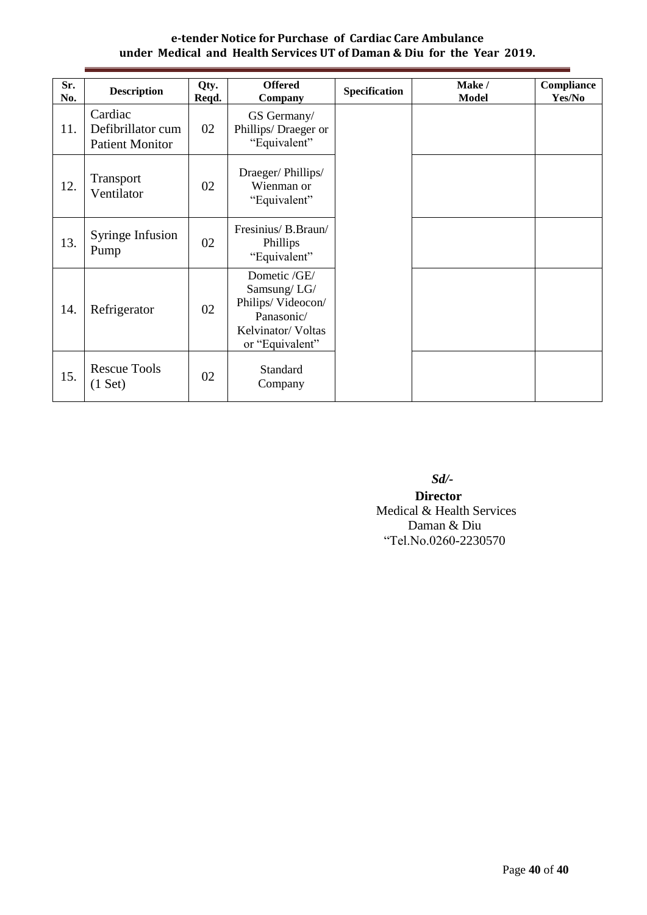| Sr. No. | Description | Qty. Reqd. | Offered Company | Specification | Make / Model | Compliance Yes/No |
|---|---|---|---|---|---|---|
| 11. | Cardiac Defibrillator cum Patient Monitor | 02 | GS Germany/ Phillips/ Draeger or "Equivalent" | | | |
| 12. | Transport Ventilator | 02 | Draeger/ Phillips/ Wienman or "Equivalent" | | | |
| 13. | Syringe Infusion Pump | 02 | Fresinius/ B.Braun/ Phillips "Equivalent" | | | |
| 14. | Refrigerator | 02 | Dometic /GE/ Samsung/ LG/ Philips/ Videocon/ Panasonic/ Kelvinator/ Voltas or "Equivalent" | | | |
| 15. | Rescue Tools (1 Set) | 02 | Standard Company | | | |

***Sd/-***

**Director**
Medical & Health Services
Daman & Diu
"Tel.No.0260-2230570